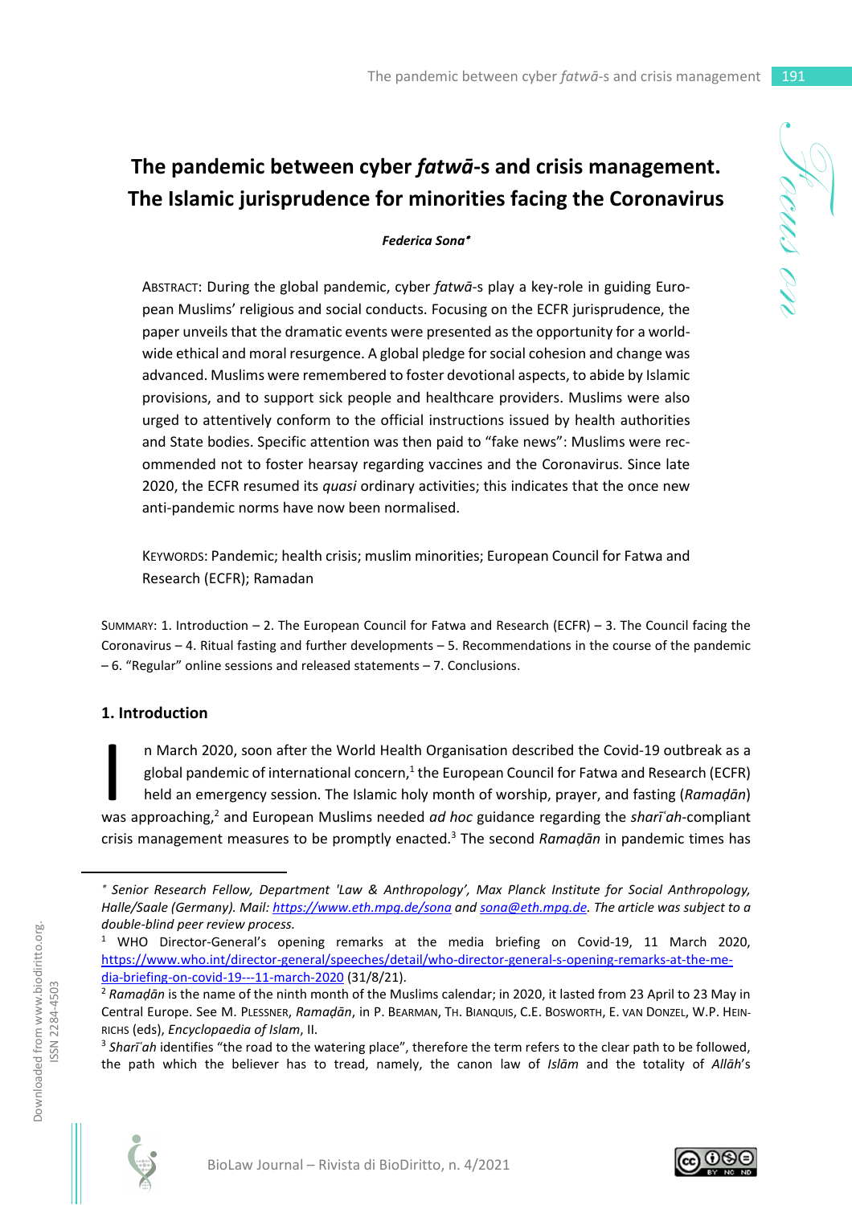# The pandemic between cyber *fatwā*-s and crisis management. The Islamic jurisprudence for minorities facing the Coronavirus

***Federica Sona****

ABSTRACT: During the global pandemic, cyber *fatwā*-s play a key-role in guiding European Muslims' religious and social conducts. Focusing on the ECFR jurisprudence, the paper unveils that the dramatic events were presented as the opportunity for a worldwide ethical and moral resurgence. A global pledge for social cohesion and change was advanced. Muslims were remembered to foster devotional aspects, to abide by Islamic provisions, and to support sick people and healthcare providers. Muslims were also urged to attentively conform to the official instructions issued by health authorities and State bodies. Specific attention was then paid to "fake news": Muslims were recommended not to foster hearsay regarding vaccines and the Coronavirus. Since late 2020, the ECFR resumed its *quasi* ordinary activities; this indicates that the once new anti-pandemic norms have now been normalised.

KEYWORDS: Pandemic; health crisis; muslim minorities; European Council for Fatwa and Research (ECFR); Ramadan

SUMMARY: 1. Introduction – 2. The European Council for Fatwa and Research (ECFR) – 3. The Council facing the Coronavirus – 4. Ritual fasting and further developments – 5. Recommendations in the course of the pandemic – 6. "Regular" online sessions and released statements – 7. Conclusions.

## 1. Introduction

In March 2020, soon after the World Health Organisation described the Covid-19 outbreak as a global pandemic of international concern,[1] the European Council for Fatwa and Research (ECFR) held an emergency session. The Islamic holy month of worship, prayer, and fasting (*Ramaḍān*) was approaching,[2] and European Muslims needed *ad hoc* guidance regarding the *sharīʿah*-compliant crisis management measures to be promptly enacted.[3] The second *Ramaḍān* in pandemic times has

---

* *Senior Research Fellow, Department 'Law & Anthropology', Max Planck Institute for Social Anthropology, Halle/Saale (Germany). Mail: https://www.eth.mpg.de/sona and sona@eth.mpg.de. The article was subject to a double-blind peer review process.*

[1] WHO Director-General's opening remarks at the media briefing on Covid-19, 11 March 2020, https://www.who.int/director-general/speeches/detail/who-director-general-s-opening-remarks-at-the-media-briefing-on-covid-19---11-march-2020 (31/8/21).

[2] *Ramaḍān* is the name of the ninth month of the Muslims calendar; in 2020, it lasted from 23 April to 23 May in Central Europe. See M. PLESSNER, *Ramaḍān*, in P. BEARMAN, TH. BIANQUIS, C.E. BOSWORTH, E. VAN DONZEL, W.P. HEINRICHS (eds), *Encyclopaedia of Islam*, II.

[3] *Sharīʿah* identifies "the road to the watering place", therefore the term refers to the clear path to be followed, the path which the believer has to tread, namely, the canon law of *Islām* and the totality of *Allāh*'s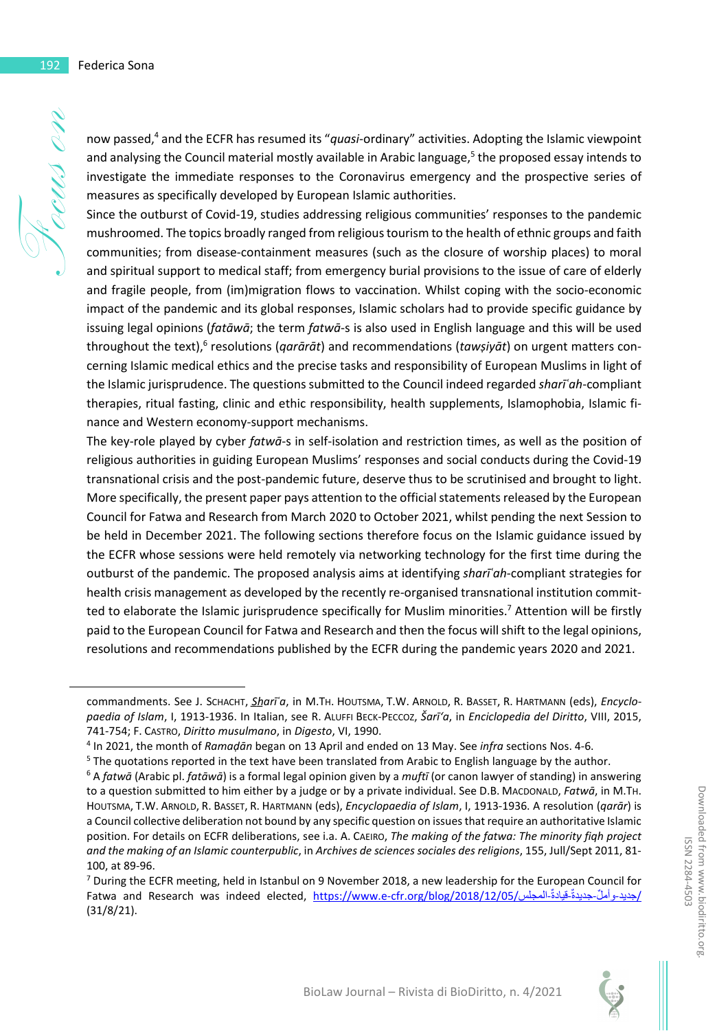now passed,[4] and the ECFR has resumed its "*quasi*-ordinary" activities. Adopting the Islamic viewpoint and analysing the Council material mostly available in Arabic language,[5] the proposed essay intends to investigate the immediate responses to the Coronavirus emergency and the prospective series of measures as specifically developed by European Islamic authorities.

Since the outburst of Covid-19, studies addressing religious communities' responses to the pandemic mushroomed. The topics broadly ranged from religious tourism to the health of ethnic groups and faith communities; from disease-containment measures (such as the closure of worship places) to moral and spiritual support to medical staff; from emergency burial provisions to the issue of care of elderly and fragile people, from (im)migration flows to vaccination. Whilst coping with the socio-economic impact of the pandemic and its global responses, Islamic scholars had to provide specific guidance by issuing legal opinions (*fatāwā*; the term *fatwā*-s is also used in English language and this will be used throughout the text),[6] resolutions (*qarārāt*) and recommendations (*tawṣiyāt*) on urgent matters concerning Islamic medical ethics and the precise tasks and responsibility of European Muslims in light of the Islamic jurisprudence. The questions submitted to the Council indeed regarded *sharīʿah*-compliant therapies, ritual fasting, clinic and ethic responsibility, health supplements, Islamophobia, Islamic finance and Western economy-support mechanisms.

The key-role played by cyber *fatwā*-s in self-isolation and restriction times, as well as the position of religious authorities in guiding European Muslims' responses and social conducts during the Covid-19 transnational crisis and the post-pandemic future, deserve thus to be scrutinised and brought to light. More specifically, the present paper pays attention to the official statements released by the European Council for Fatwa and Research from March 2020 to October 2021, whilst pending the next Session to be held in December 2021. The following sections therefore focus on the Islamic guidance issued by the ECFR whose sessions were held remotely via networking technology for the first time during the outburst of the pandemic. The proposed analysis aims at identifying *sharīʿah*-compliant strategies for health crisis management as developed by the recently re-organised transnational institution committed to elaborate the Islamic jurisprudence specifically for Muslim minorities.[7] Attention will be firstly paid to the European Council for Fatwa and Research and then the focus will shift to the legal opinions, resolutions and recommendations published by the ECFR during the pandemic years 2020 and 2021.

---

commandments. See J. SCHACHT, *Sharīʿa*, in M.TH. HOUTSMA, T.W. ARNOLD, R. BASSET, R. HARTMANN (eds), *Encyclopaedia of Islam*, I, 1913-1936. In Italian, see R. ALUFFI BECK-PECCOZ, *Šarīʿa*, in *Enciclopedia del Diritto*, VIII, 2015, 741-754; F. CASTRO, *Diritto musulmano*, in *Digesto*, VI, 1990.

[4] In 2021, the month of *Ramaḍān* began on 13 April and ended on 13 May. See *infra* sections Nos. 4-6.

[5] The quotations reported in the text have been translated from Arabic to English language by the author.

[6] A *fatwā* (Arabic pl. *fatāwā*) is a formal legal opinion given by a *muftī* (or canon lawyer of standing) in answering to a question submitted to him either by a judge or by a private individual. See D.B. MACDONALD, *Fatwā*, in M.TH. HOUTSMA, T.W. ARNOLD, R. BASSET, R. HARTMANN (eds), *Encyclopaedia of Islam*, I, 1913-1936. A resolution (*qarār*) is a Council collective deliberation not bound by any specific question on issues that require an authoritative Islamic position. For details on ECFR deliberations, see i.a. A. CAEIRO, *The making of the fatwa: The minority fiqh project and the making of an Islamic counterpublic*, in *Archives de sciences sociales des religions*, 155, Jull/Sept 2011, 81-100, at 89-96.

[7] During the ECFR meeting, held in Istanbul on 9 November 2018, a new leadership for the European Council for Fatwa and Research was indeed elected, https://www.e-cfr.org/blog/2018/12/05/المجلس-قيادةٌ-جديدة-وأملٌ-جديد/ (31/8/21).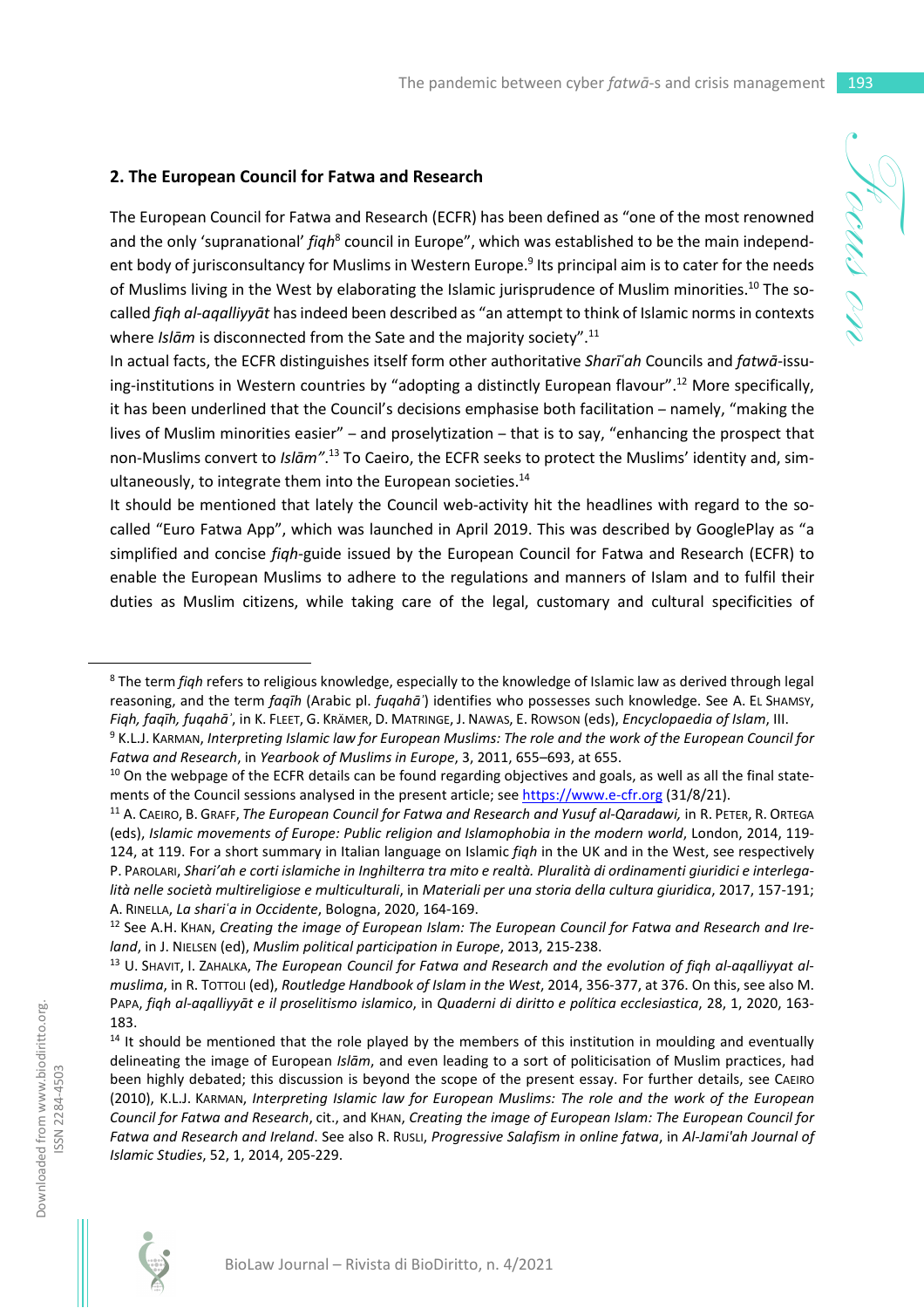## 2. The European Council for Fatwa and Research

The European Council for Fatwa and Research (ECFR) has been defined as "one of the most renowned and the only 'supranational' *fiqh*[8] council in Europe", which was established to be the main independent body of jurisconsultancy for Muslims in Western Europe.[9] Its principal aim is to cater for the needs of Muslims living in the West by elaborating the Islamic jurisprudence of Muslim minorities.[10] The so-called *fiqh al-aqalliyyāt* has indeed been described as "an attempt to think of Islamic norms in contexts where *Islām* is disconnected from the Sate and the majority society".[11]

In actual facts, the ECFR distinguishes itself form other authoritative *Sharīʿah* Councils and *fatwā*-issuing-institutions in Western countries by "adopting a distinctly European flavour".[12] More specifically, it has been underlined that the Council's decisions emphasise both facilitation – namely, "making the lives of Muslim minorities easier" – and proselytization – that is to say, "enhancing the prospect that non-Muslims convert to *Islām*".[13] To Caeiro, the ECFR seeks to protect the Muslims' identity and, simultaneously, to integrate them into the European societies.[14]

It should be mentioned that lately the Council web-activity hit the headlines with regard to the so-called "Euro Fatwa App", which was launched in April 2019. This was described by GooglePlay as "a simplified and concise *fiqh*-guide issued by the European Council for Fatwa and Research (ECFR) to enable the European Muslims to adhere to the regulations and manners of Islam and to fulfil their duties as Muslim citizens, while taking care of the legal, customary and cultural specificities of

---

[8] The term *fiqh* refers to religious knowledge, especially to the knowledge of Islamic law as derived through legal reasoning, and the term *faqīh* (Arabic pl. *fuqahāʾ*) identifies who possesses such knowledge. See A. El Shamsy, *Fiqh, faqīh, fuqahāʾ*, in K. Fleet, G. Krämer, D. Matringe, J. Nawas, E. Rowson (eds), *Encyclopaedia of Islam*, III.

[9] K.L.J. Karman, *Interpreting Islamic law for European Muslims: The role and the work of the European Council for Fatwa and Research*, in *Yearbook of Muslims in Europe*, 3, 2011, 655–693, at 655.

[10] On the webpage of the ECFR details can be found regarding objectives and goals, as well as all the final statements of the Council sessions analysed in the present article; see https://www.e-cfr.org (31/8/21).

[11] A. Caeiro, B. Graff, *The European Council for Fatwa and Research and Yusuf al-Qaradawi,* in R. Peter, R. Ortega (eds), *Islamic movements of Europe: Public religion and Islamophobia in the modern world*, London, 2014, 119-124, at 119. For a short summary in Italian language on Islamic *fiqh* in the UK and in the West, see respectively P. Parolari, *Shari'ah e corti islamiche in Inghilterra tra mito e realtà. Pluralità di ordinamenti giuridici e interlegalità nelle società multireligiose e multiculturali*, in *Materiali per una storia della cultura giuridica*, 2017, 157-191; A. Rinella, *La sharīʿa in Occidente*, Bologna, 2020, 164-169.

[12] See A.H. Khan, *Creating the image of European Islam: The European Council for Fatwa and Research and Ireland*, in J. Nielsen (ed), *Muslim political participation in Europe*, 2013, 215-238.

[13] U. Shavit, I. Zahalka, *The European Council for Fatwa and Research and the evolution of fiqh al-aqalliyyat al-muslima*, in R. Tottoli (ed), *Routledge Handbook of Islam in the West*, 2014, 356-377, at 376. On this, see also M. Papa, *fiqh al-aqalliyyāt e il proselitismo islamico*, in *Quaderni di diritto e política ecclesiastica*, 28, 1, 2020, 163-183.

[14] It should be mentioned that the role played by the members of this institution in moulding and eventually delineating the image of European *Islām*, and even leading to a sort of politicisation of Muslim practices, had been highly debated; this discussion is beyond the scope of the present essay. For further details, see Caeiro (2010), K.L.J. Karman, *Interpreting Islamic law for European Muslims: The role and the work of the European Council for Fatwa and Research*, cit., and Khan, *Creating the image of European Islam: The European Council for Fatwa and Research and Ireland*. See also R. Rusli, *Progressive Salafism in online fatwa*, in *Al-Jami'ah Journal of Islamic Studies*, 52, 1, 2014, 205-229.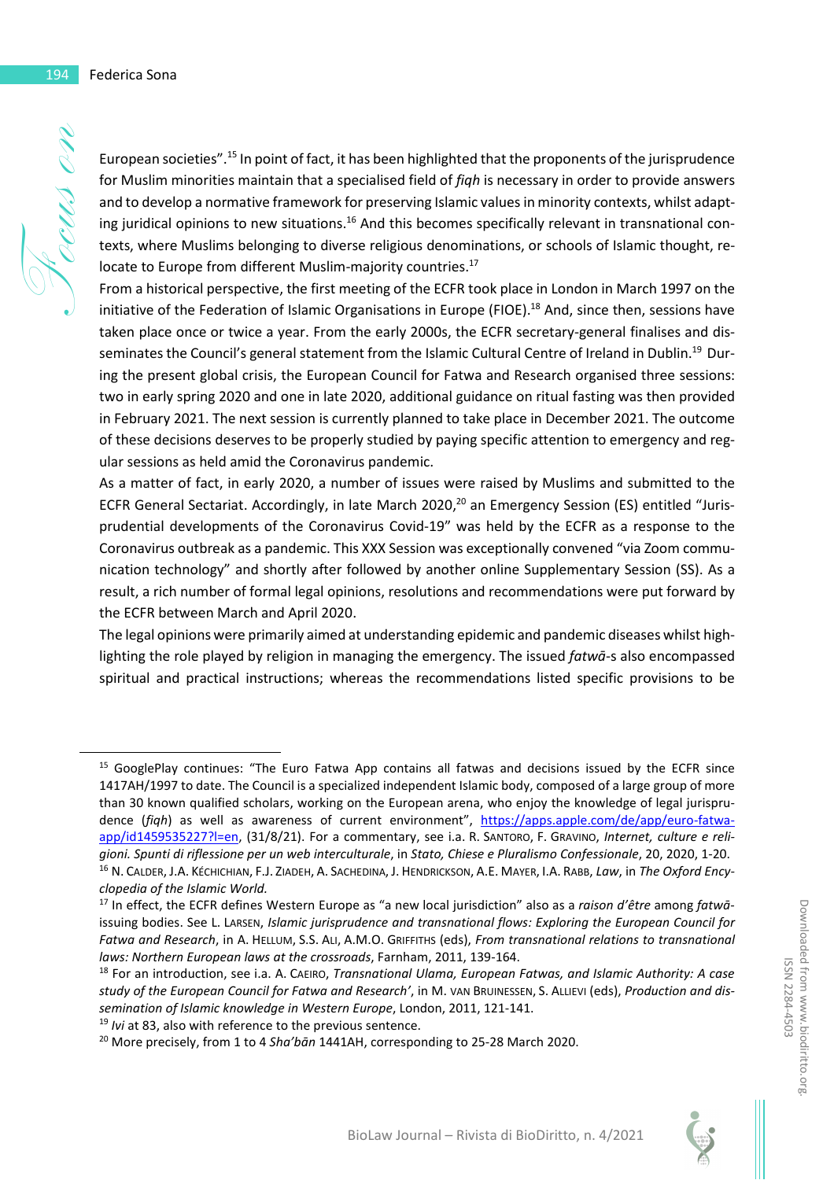European societies".[15] In point of fact, it has been highlighted that the proponents of the jurisprudence for Muslim minorities maintain that a specialised field of *fiqh* is necessary in order to provide answers and to develop a normative framework for preserving Islamic values in minority contexts, whilst adapting juridical opinions to new situations.[16] And this becomes specifically relevant in transnational contexts, where Muslims belonging to diverse religious denominations, or schools of Islamic thought, relocate to Europe from different Muslim-majority countries.[17]

From a historical perspective, the first meeting of the ECFR took place in London in March 1997 on the initiative of the Federation of Islamic Organisations in Europe (FIOE).[18] And, since then, sessions have taken place once or twice a year. From the early 2000s, the ECFR secretary-general finalises and disseminates the Council's general statement from the Islamic Cultural Centre of Ireland in Dublin.[19] During the present global crisis, the European Council for Fatwa and Research organised three sessions: two in early spring 2020 and one in late 2020, additional guidance on ritual fasting was then provided in February 2021. The next session is currently planned to take place in December 2021. The outcome of these decisions deserves to be properly studied by paying specific attention to emergency and regular sessions as held amid the Coronavirus pandemic.

As a matter of fact, in early 2020, a number of issues were raised by Muslims and submitted to the ECFR General Sectariat. Accordingly, in late March 2020,[20] an Emergency Session (ES) entitled "Jurisprudential developments of the Coronavirus Covid-19" was held by the ECFR as a response to the Coronavirus outbreak as a pandemic. This XXX Session was exceptionally convened "via Zoom communication technology" and shortly after followed by another online Supplementary Session (SS). As a result, a rich number of formal legal opinions, resolutions and recommendations were put forward by the ECFR between March and April 2020.

The legal opinions were primarily aimed at understanding epidemic and pandemic diseases whilst highlighting the role played by religion in managing the emergency. The issued *fatwā*-s also encompassed spiritual and practical instructions; whereas the recommendations listed specific provisions to be

---

[15] GooglePlay continues: "The Euro Fatwa App contains all fatwas and decisions issued by the ECFR since 1417AH/1997 to date. The Council is a specialized independent Islamic body, composed of a large group of more than 30 known qualified scholars, working on the European arena, who enjoy the knowledge of legal jurisprudence (*fiqh*) as well as awareness of current environment", https://apps.apple.com/de/app/euro-fatwa-app/id1459535227?l=en, (31/8/21). For a commentary, see i.a. R. Santoro, F. Gravino, *Internet, culture e religioni. Spunti di riflessione per un web interculturale*, in *Stato, Chiese e Pluralismo Confessionale*, 20, 2020, 1-20.

[16] N. Calder, J.A. Kéchichian, F.J. Ziadeh, A. Sachedina, J. Hendrickson, A.E. Mayer, I.A. Rabb, *Law*, in *The Oxford Encyclopedia of the Islamic World*.

[17] In effect, the ECFR defines Western Europe as "a new local jurisdiction" also as a *raison d'être* among *fatwā*-issuing bodies. See L. Larsen, *Islamic jurisprudence and transnational flows: Exploring the European Council for Fatwa and Research*, in A. Hellum, S.S. Ali, A.M.O. Griffiths (eds), *From transnational relations to transnational laws: Northern European laws at the crossroads*, Farnham, 2011, 139-164.

[18] For an introduction, see i.a. A. Caeiro, *Transnational Ulama, European Fatwas, and Islamic Authority: A case study of the European Council for Fatwa and Research'*, in M. van Bruinessen, S. Allievi (eds), *Production and dissemination of Islamic knowledge in Western Europe*, London, 2011, 121-141.

[19] *Ivi* at 83, also with reference to the previous sentence.

[20] More precisely, from 1 to 4 *Sha'bān* 1441AH, corresponding to 25-28 March 2020.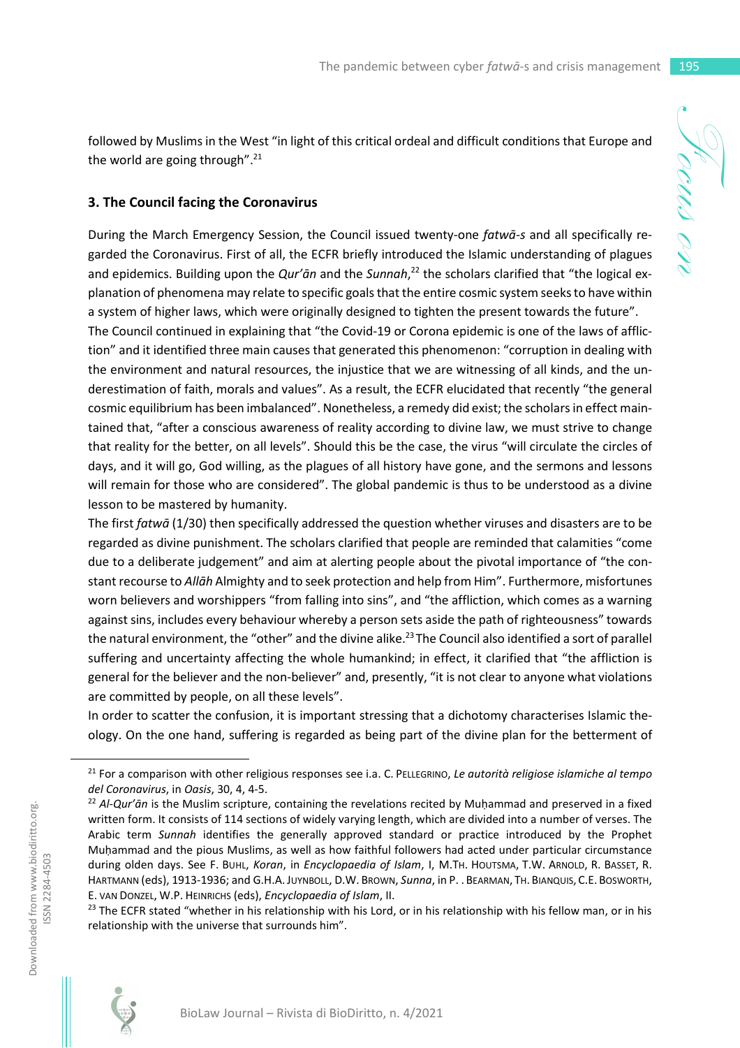followed by Muslims in the West "in light of this critical ordeal and difficult conditions that Europe and the world are going through".[21]

### 3. The Council facing the Coronavirus

During the March Emergency Session, the Council issued twenty-one *fatwā-s* and all specifically regarded the Coronavirus. First of all, the ECFR briefly introduced the Islamic understanding of plagues and epidemics. Building upon the *Qur'ān* and the *Sunnah*,[22] the scholars clarified that "the logical explanation of phenomena may relate to specific goals that the entire cosmic system seeks to have within a system of higher laws, which were originally designed to tighten the present towards the future".

The Council continued in explaining that "the Covid-19 or Corona epidemic is one of the laws of affliction" and it identified three main causes that generated this phenomenon: "corruption in dealing with the environment and natural resources, the injustice that we are witnessing of all kinds, and the underestimation of faith, morals and values". As a result, the ECFR elucidated that recently "the general cosmic equilibrium has been imbalanced". Nonetheless, a remedy did exist; the scholars in effect maintained that, "after a conscious awareness of reality according to divine law, we must strive to change that reality for the better, on all levels". Should this be the case, the virus "will circulate the circles of days, and it will go, God willing, as the plagues of all history have gone, and the sermons and lessons will remain for those who are considered". The global pandemic is thus to be understood as a divine lesson to be mastered by humanity.

The first *fatwā* (1/30) then specifically addressed the question whether viruses and disasters are to be regarded as divine punishment. The scholars clarified that people are reminded that calamities "come due to a deliberate judgement" and aim at alerting people about the pivotal importance of "the constant recourse to *Allāh* Almighty and to seek protection and help from Him". Furthermore, misfortunes worn believers and worshippers "from falling into sins", and "the affliction, which comes as a warning against sins, includes every behaviour whereby a person sets aside the path of righteousness" towards the natural environment, the "other" and the divine alike.[23] The Council also identified a sort of parallel suffering and uncertainty affecting the whole humankind; in effect, it clarified that "the affliction is general for the believer and the non-believer" and, presently, "it is not clear to anyone what violations are committed by people, on all these levels".

In order to scatter the confusion, it is important stressing that a dichotomy characterises Islamic theology. On the one hand, suffering is regarded as being part of the divine plan for the betterment of

---

[21] For a comparison with other religious responses see i.a. C. PELLEGRINO, *Le autorità religiose islamiche al tempo del Coronavirus*, in *Oasis*, 30, 4, 4-5.

[22] *Al-Qur'ān* is the Muslim scripture, containing the revelations recited by Muḥammad and preserved in a fixed written form. It consists of 114 sections of widely varying length, which are divided into a number of verses. The Arabic term *Sunnah* identifies the generally approved standard or practice introduced by the Prophet Muḥammad and the pious Muslims, as well as how faithful followers had acted under particular circumstance during olden days. See F. BUHL, *Koran*, in *Encyclopaedia of Islam*, I, M.TH. HOUTSMA, T.W. ARNOLD, R. BASSET, R. HARTMANN (eds), 1913-1936; and G.H.A. JUYNBOLL, D.W. BROWN, *Sunna*, in P. . BEARMAN, TH. BIANQUIS, C.E. BOSWORTH, E. VAN DONZEL, W.P. HEINRICHS (eds), *Encyclopaedia of Islam*, II.

[23] The ECFR stated "whether in his relationship with his Lord, or in his relationship with his fellow man, or in his relationship with the universe that surrounds him".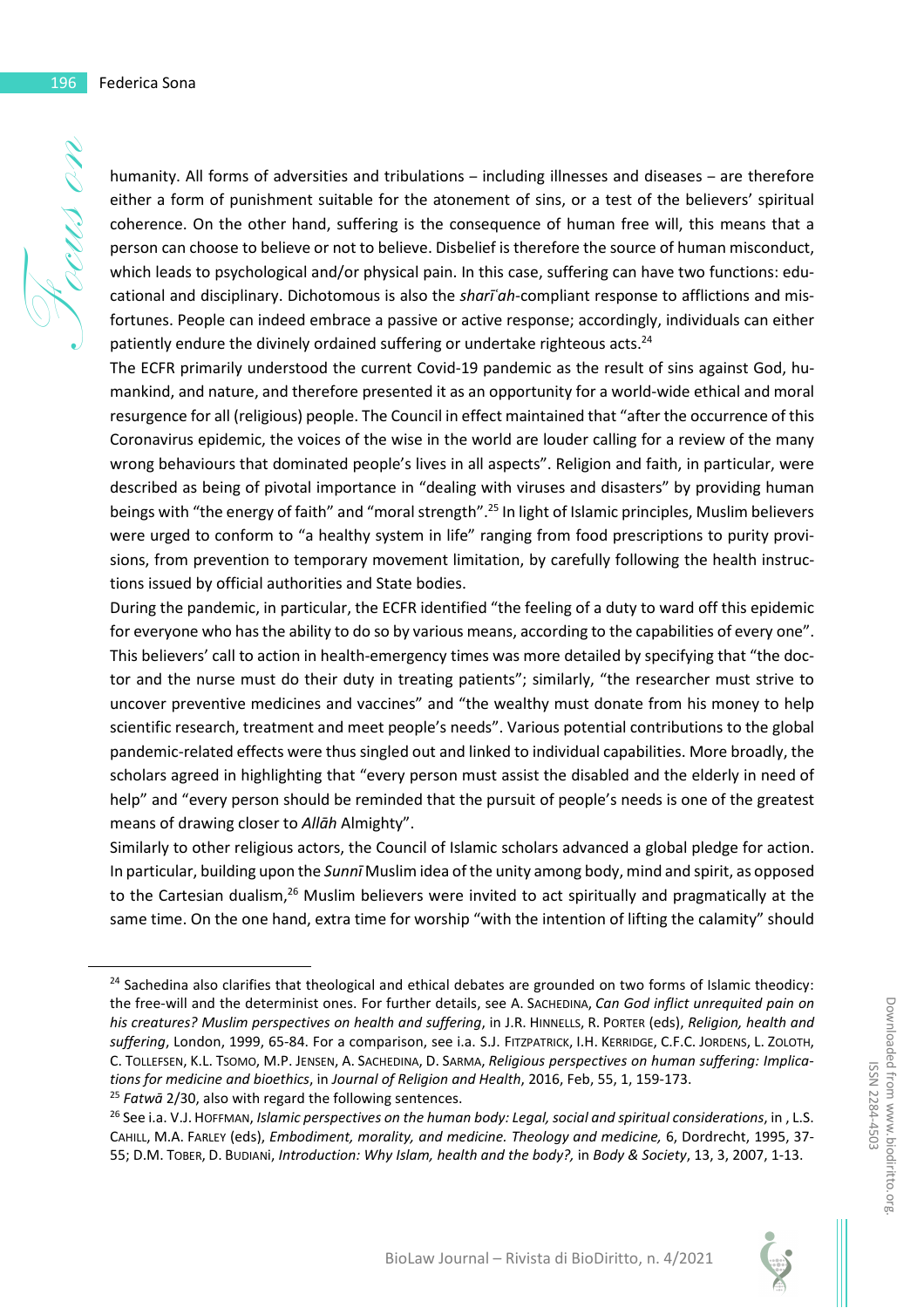humanity. All forms of adversities and tribulations – including illnesses and diseases – are therefore either a form of punishment suitable for the atonement of sins, or a test of the believers' spiritual coherence. On the other hand, suffering is the consequence of human free will, this means that a person can choose to believe or not to believe. Disbelief is therefore the source of human misconduct, which leads to psychological and/or physical pain. In this case, suffering can have two functions: educational and disciplinary. Dichotomous is also the *sharīʿah*-compliant response to afflictions and misfortunes. People can indeed embrace a passive or active response; accordingly, individuals can either patiently endure the divinely ordained suffering or undertake righteous acts.[24]

The ECFR primarily understood the current Covid-19 pandemic as the result of sins against God, humankind, and nature, and therefore presented it as an opportunity for a world-wide ethical and moral resurgence for all (religious) people. The Council in effect maintained that "after the occurrence of this Coronavirus epidemic, the voices of the wise in the world are louder calling for a review of the many wrong behaviours that dominated people's lives in all aspects". Religion and faith, in particular, were described as being of pivotal importance in "dealing with viruses and disasters" by providing human beings with "the energy of faith" and "moral strength".[25] In light of Islamic principles, Muslim believers were urged to conform to "a healthy system in life" ranging from food prescriptions to purity provisions, from prevention to temporary movement limitation, by carefully following the health instructions issued by official authorities and State bodies.

During the pandemic, in particular, the ECFR identified "the feeling of a duty to ward off this epidemic for everyone who has the ability to do so by various means, according to the capabilities of every one". This believers' call to action in health-emergency times was more detailed by specifying that "the doctor and the nurse must do their duty in treating patients"; similarly, "the researcher must strive to uncover preventive medicines and vaccines" and "the wealthy must donate from his money to help scientific research, treatment and meet people's needs". Various potential contributions to the global pandemic-related effects were thus singled out and linked to individual capabilities. More broadly, the scholars agreed in highlighting that "every person must assist the disabled and the elderly in need of help" and "every person should be reminded that the pursuit of people's needs is one of the greatest means of drawing closer to *Allāh* Almighty".

Similarly to other religious actors, the Council of Islamic scholars advanced a global pledge for action. In particular, building upon the *Sunnī* Muslim idea of the unity among body, mind and spirit, as opposed to the Cartesian dualism,[26] Muslim believers were invited to act spiritually and pragmatically at the same time. On the one hand, extra time for worship "with the intention of lifting the calamity" should

---

[24] Sachedina also clarifies that theological and ethical debates are grounded on two forms of Islamic theodicy: the free-will and the determinist ones. For further details, see A. SACHEDINA, *Can God inflict unrequited pain on his creatures? Muslim perspectives on health and suffering*, in J.R. HINNELLS, R. PORTER (eds), *Religion, health and suffering*, London, 1999, 65-84. For a comparison, see i.a. S.J. FITZPATRICK, I.H. KERRIDGE, C.F.C. JORDENS, L. ZOLOTH, C. TOLLEFSEN, K.L. TSOMO, M.P. JENSEN, A. SACHEDINA, D. SARMA, *Religious perspectives on human suffering: Implications for medicine and bioethics*, in *Journal of Religion and Health*, 2016, Feb, 55, 1, 159-173.

[25] *Fatwā* 2/30, also with regard the following sentences.

[26] See i.a. V.J. HOFFMAN, *Islamic perspectives on the human body: Legal, social and spiritual considerations*, in , L.S. CAHILL, M.A. FARLEY (eds), *Embodiment, morality, and medicine. Theology and medicine,* 6, Dordrecht, 1995, 37-55; D.M. TOBER, D. BUDIANI, *Introduction: Why Islam, health and the body?,* in *Body & Society*, 13, 3, 2007, 1-13.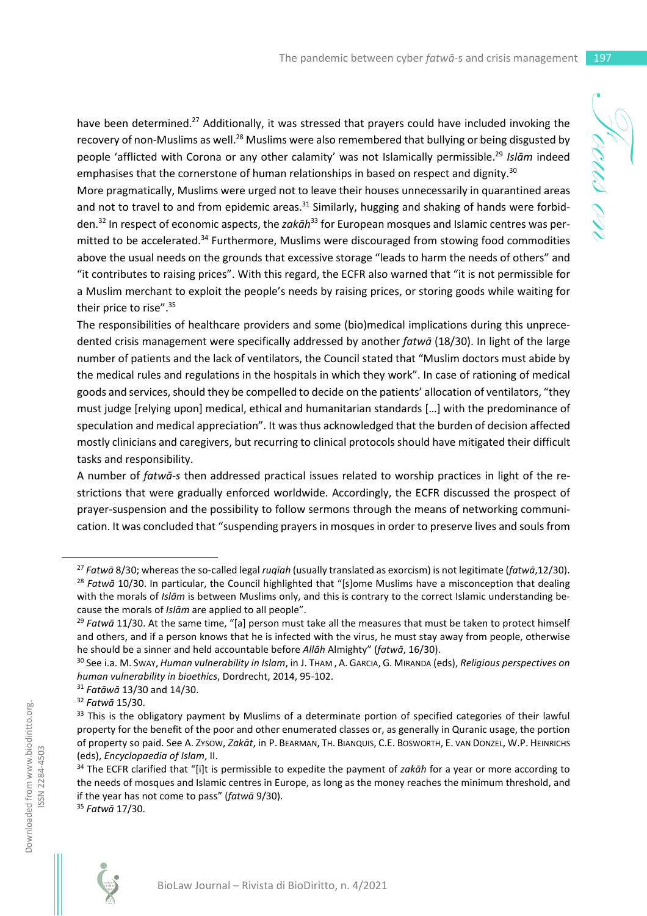have been determined.[27] Additionally, it was stressed that prayers could have included invoking the recovery of non-Muslims as well.[28] Muslims were also remembered that bullying or being disgusted by people 'afflicted with Corona or any other calamity' was not Islamically permissible.[29] *Islām* indeed emphasises that the cornerstone of human relationships in based on respect and dignity.[30]

More pragmatically, Muslims were urged not to leave their houses unnecessarily in quarantined areas and not to travel to and from epidemic areas.[31] Similarly, hugging and shaking of hands were forbidden.[32] In respect of economic aspects, the *zakāh*[33] for European mosques and Islamic centres was permitted to be accelerated.[34] Furthermore, Muslims were discouraged from stowing food commodities above the usual needs on the grounds that excessive storage "leads to harm the needs of others" and "it contributes to raising prices". With this regard, the ECFR also warned that "it is not permissible for a Muslim merchant to exploit the people's needs by raising prices, or storing goods while waiting for their price to rise".[35]

The responsibilities of healthcare providers and some (bio)medical implications during this unprecedented crisis management were specifically addressed by another *fatwā* (18/30). In light of the large number of patients and the lack of ventilators, the Council stated that "Muslim doctors must abide by the medical rules and regulations in the hospitals in which they work". In case of rationing of medical goods and services, should they be compelled to decide on the patients' allocation of ventilators, "they must judge [relying upon] medical, ethical and humanitarian standards […] with the predominance of speculation and medical appreciation". It was thus acknowledged that the burden of decision affected mostly clinicians and caregivers, but recurring to clinical protocols should have mitigated their difficult tasks and responsibility.

A number of *fatwā-s* then addressed practical issues related to worship practices in light of the restrictions that were gradually enforced worldwide. Accordingly, the ECFR discussed the prospect of prayer-suspension and the possibility to follow sermons through the means of networking communication. It was concluded that "suspending prayers in mosques in order to preserve lives and souls from

---

[27] *Fatwā* 8/30; whereas the so-called legal *ruqīah* (usually translated as exorcism) is not legitimate (*fatwā*,12/30).

[28] *Fatwā* 10/30. In particular, the Council highlighted that "[s]ome Muslims have a misconception that dealing with the morals of *Islām* is between Muslims only, and this is contrary to the correct Islamic understanding because the morals of *Islām* are applied to all people".

[29] *Fatwā* 11/30. At the same time, "[a] person must take all the measures that must be taken to protect himself and others, and if a person knows that he is infected with the virus, he must stay away from people, otherwise he should be a sinner and held accountable before *Allāh* Almighty" (*fatwā*, 16/30).

[30] See i.a. M. SWAY, *Human vulnerability in Islam*, in J. THAM , A. GARCIA, G. MIRANDA (eds), *Religious perspectives on human vulnerability in bioethics*, Dordrecht, 2014, 95-102.

[31] *Fatāwā* 13/30 and 14/30.

[32] *Fatwā* 15/30.

[33] This is the obligatory payment by Muslims of a determinate portion of specified categories of their lawful property for the benefit of the poor and other enumerated classes or, as generally in Quranic usage, the portion of property so paid. See A. ZYSOW, *Zakāt*, in P. BEARMAN, TH. BIANQUIS, C.E. BOSWORTH, E. VAN DONZEL, W.P. HEINRICHS (eds), *Encyclopaedia of Islam*, II.

[34] The ECFR clarified that "[i]t is permissible to expedite the payment of *zakāh* for a year or more according to the needs of mosques and Islamic centres in Europe, as long as the money reaches the minimum threshold, and if the year has not come to pass" (*fatwā* 9/30).

[35] *Fatwā* 17/30.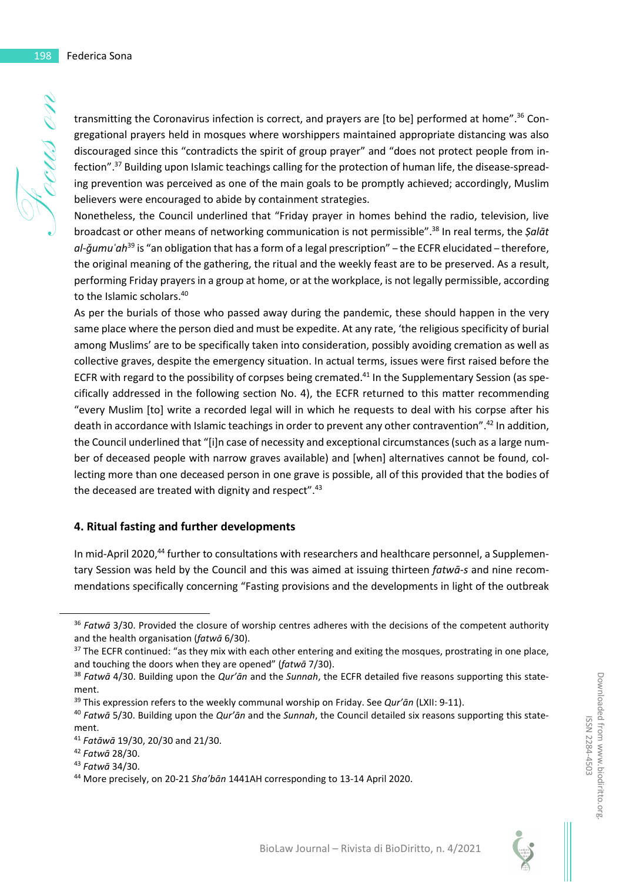transmitting the Coronavirus infection is correct, and prayers are [to be] performed at home".[36] Congregational prayers held in mosques where worshippers maintained appropriate distancing was also discouraged since this "contradicts the spirit of group prayer" and "does not protect people from infection".[37] Building upon Islamic teachings calling for the protection of human life, the disease-spreading prevention was perceived as one of the main goals to be promptly achieved; accordingly, Muslim believers were encouraged to abide by containment strategies.

Nonetheless, the Council underlined that "Friday prayer in homes behind the radio, television, live broadcast or other means of networking communication is not permissible".[38] In real terms, the *Ṣalāt al-ǧumuʿah*[39] is "an obligation that has a form of a legal prescription" – the ECFR elucidated – therefore, the original meaning of the gathering, the ritual and the weekly feast are to be preserved. As a result, performing Friday prayers in a group at home, or at the workplace, is not legally permissible, according to the Islamic scholars.[40]

As per the burials of those who passed away during the pandemic, these should happen in the very same place where the person died and must be expedite. At any rate, 'the religious specificity of burial among Muslims' are to be specifically taken into consideration, possibly avoiding cremation as well as collective graves, despite the emergency situation. In actual terms, issues were first raised before the ECFR with regard to the possibility of corpses being cremated.[41] In the Supplementary Session (as specifically addressed in the following section No. 4), the ECFR returned to this matter recommending "every Muslim [to] write a recorded legal will in which he requests to deal with his corpse after his death in accordance with Islamic teachings in order to prevent any other contravention".[42] In addition, the Council underlined that "[i]n case of necessity and exceptional circumstances (such as a large number of deceased people with narrow graves available) and [when] alternatives cannot be found, collecting more than one deceased person in one grave is possible, all of this provided that the bodies of the deceased are treated with dignity and respect".[43]

## 4. Ritual fasting and further developments

In mid-April 2020,[44] further to consultations with researchers and healthcare personnel, a Supplementary Session was held by the Council and this was aimed at issuing thirteen *fatwā-s* and nine recommendations specifically concerning "Fasting provisions and the developments in light of the outbreak

---

[36] *Fatwā* 3/30. Provided the closure of worship centres adheres with the decisions of the competent authority and the health organisation (*fatwā* 6/30).

[37] The ECFR continued: "as they mix with each other entering and exiting the mosques, prostrating in one place, and touching the doors when they are opened" (*fatwā* 7/30).

[38] *Fatwā* 4/30. Building upon the *Qur'ān* and the *Sunnah*, the ECFR detailed five reasons supporting this statement.

[39] This expression refers to the weekly communal worship on Friday. See *Qur'ān* (LXII: 9-11).

[40] *Fatwā* 5/30. Building upon the *Qur'ān* and the *Sunnah*, the Council detailed six reasons supporting this statement.

[41] *Fatāwā* 19/30, 20/30 and 21/30.

[42] *Fatwā* 28/30.

[43] *Fatwā* 34/30.

[44] More precisely, on 20-21 *Sha'bān* 1441AH corresponding to 13-14 April 2020.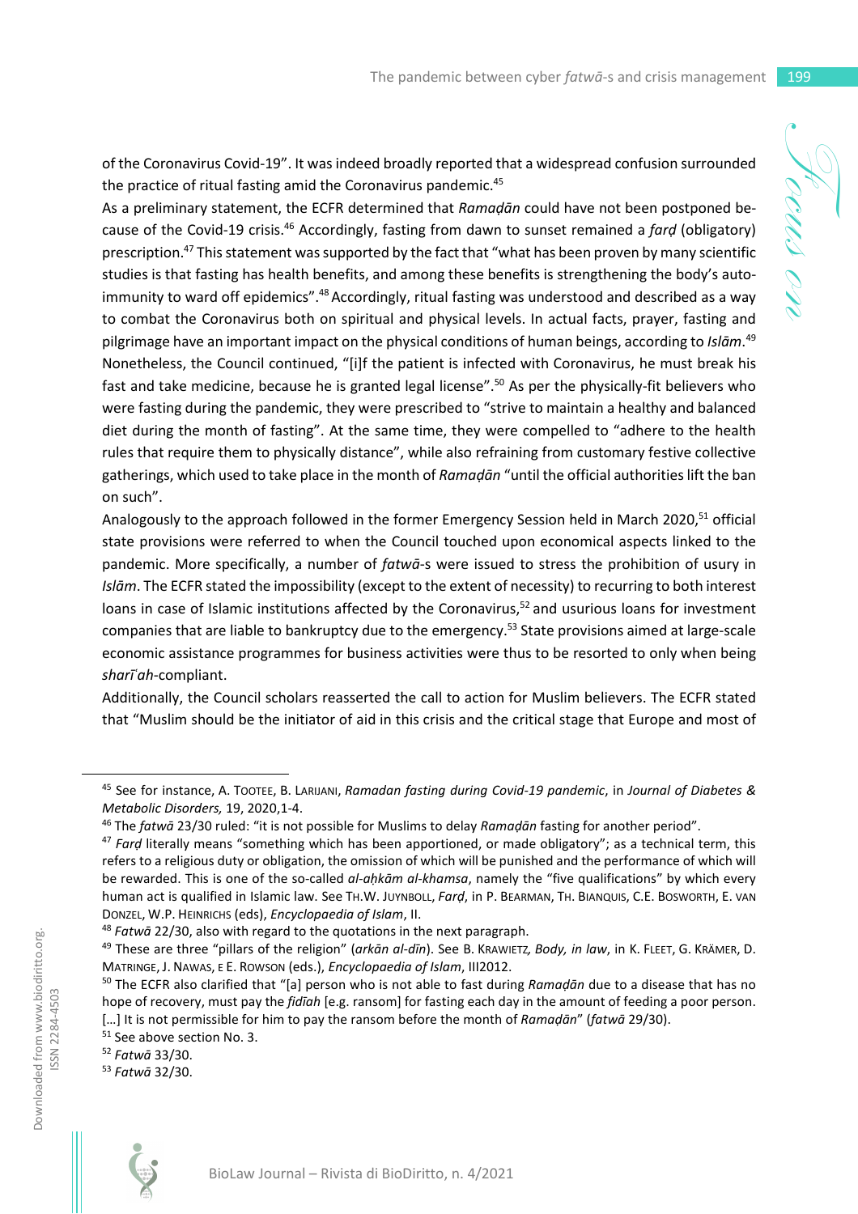of the Coronavirus Covid-19". It was indeed broadly reported that a widespread confusion surrounded the practice of ritual fasting amid the Coronavirus pandemic.[45]

As a preliminary statement, the ECFR determined that *Ramaḍān* could have not been postponed because of the Covid-19 crisis.[46] Accordingly, fasting from dawn to sunset remained a *farḍ* (obligatory) prescription.[47] This statement was supported by the fact that "what has been proven by many scientific studies is that fasting has health benefits, and among these benefits is strengthening the body's autoimmunity to ward off epidemics".[48] Accordingly, ritual fasting was understood and described as a way to combat the Coronavirus both on spiritual and physical levels. In actual facts, prayer, fasting and pilgrimage have an important impact on the physical conditions of human beings, according to *Islām*.[49] Nonetheless, the Council continued, "[i]f the patient is infected with Coronavirus, he must break his fast and take medicine, because he is granted legal license".[50] As per the physically-fit believers who were fasting during the pandemic, they were prescribed to "strive to maintain a healthy and balanced diet during the month of fasting". At the same time, they were compelled to "adhere to the health rules that require them to physically distance", while also refraining from customary festive collective gatherings, which used to take place in the month of *Ramaḍān* "until the official authorities lift the ban on such".

Analogously to the approach followed in the former Emergency Session held in March 2020,[51] official state provisions were referred to when the Council touched upon economical aspects linked to the pandemic. More specifically, a number of *fatwā*-s were issued to stress the prohibition of usury in *Islām*. The ECFR stated the impossibility (except to the extent of necessity) to recurring to both interest loans in case of Islamic institutions affected by the Coronavirus,[52] and usurious loans for investment companies that are liable to bankruptcy due to the emergency.[53] State provisions aimed at large-scale economic assistance programmes for business activities were thus to be resorted to only when being *sharīʿah*-compliant.

Additionally, the Council scholars reasserted the call to action for Muslim believers. The ECFR stated that "Muslim should be the initiator of aid in this crisis and the critical stage that Europe and most of

---

[45] See for instance, A. Tootee, B. Larijani, *Ramadan fasting during Covid-19 pandemic*, in *Journal of Diabetes & Metabolic Disorders,* 19, 2020,1-4.

[46] The *fatwā* 23/30 ruled: "it is not possible for Muslims to delay *Ramaḍān* fasting for another period".

[47] *Farḍ* literally means "something which has been apportioned, or made obligatory"; as a technical term, this refers to a religious duty or obligation, the omission of which will be punished and the performance of which will be rewarded. This is one of the so-called *al-aḥkām al-khamsa*, namely the "five qualifications" by which every human act is qualified in Islamic law. See Th.W. Juynboll, *Farḍ*, in P. Bearman, Th. Bianquis, C.E. Bosworth, E. van Donzel, W.P. Heinrichs (eds), *Encyclopaedia of Islam*, II.

[48] *Fatwā* 22/30, also with regard to the quotations in the next paragraph.

[49] These are three "pillars of the religion" (*arkān al-dīn*). See B. Krawietz*, Body, in law*, in K. Fleet, G. Krämer, D. Matringe, J. Nawas, e E. Rowson (eds.), *Encyclopaedia of Islam*, III2012.

[50] The ECFR also clarified that "[a] person who is not able to fast during *Ramaḍān* due to a disease that has no hope of recovery, must pay the *fidīah* [e.g. ransom] for fasting each day in the amount of feeding a poor person. […] It is not permissible for him to pay the ransom before the month of *Ramaḍān*" (*fatwā* 29/30).

[51] See above section No. 3.

[52] *Fatwā* 33/30.

[53] *Fatwā* 32/30.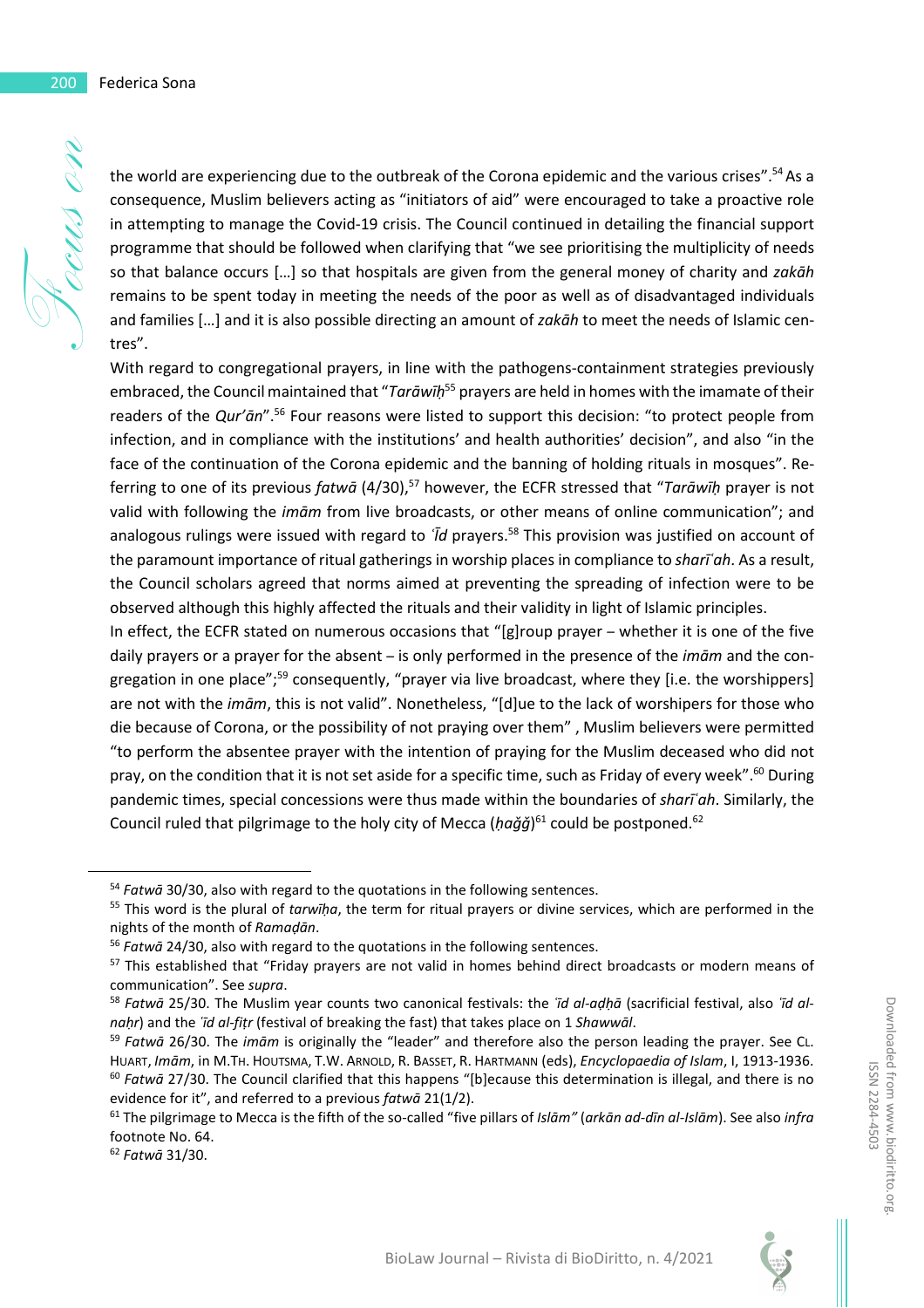the world are experiencing due to the outbreak of the Corona epidemic and the various crises".[54] As a consequence, Muslim believers acting as "initiators of aid" were encouraged to take a proactive role in attempting to manage the Covid-19 crisis. The Council continued in detailing the financial support programme that should be followed when clarifying that "we see prioritising the multiplicity of needs so that balance occurs […] so that hospitals are given from the general money of charity and *zakāh* remains to be spent today in meeting the needs of the poor as well as of disadvantaged individuals and families […] and it is also possible directing an amount of *zakāh* to meet the needs of Islamic centres".

With regard to congregational prayers, in line with the pathogens-containment strategies previously embraced, the Council maintained that "*Tarāwīḥ*[55] prayers are held in homes with the imamate of their readers of the *Qur'ān*".[56] Four reasons were listed to support this decision: "to protect people from infection, and in compliance with the institutions' and health authorities' decision", and also "in the face of the continuation of the Corona epidemic and the banning of holding rituals in mosques". Referring to one of its previous *fatwā* (4/30),[57] however, the ECFR stressed that "*Tarāwīḥ* prayer is not valid with following the *imām* from live broadcasts, or other means of online communication"; and analogous rulings were issued with regard to *ʿĪd* prayers.[58] This provision was justified on account of the paramount importance of ritual gatherings in worship places in compliance to *šarīʿah*. As a result, the Council scholars agreed that norms aimed at preventing the spreading of infection were to be observed although this highly affected the rituals and their validity in light of Islamic principles.

In effect, the ECFR stated on numerous occasions that "[g]roup prayer – whether it is one of the five daily prayers or a prayer for the absent – is only performed in the presence of the *imām* and the congregation in one place";[59] consequently, "prayer via live broadcast, where they [i.e. the worshippers] are not with the *imām*, this is not valid". Nonetheless, "[d]ue to the lack of worshipers for those who die because of Corona, or the possibility of not praying over them" , Muslim believers were permitted "to perform the absentee prayer with the intention of praying for the Muslim deceased who did not pray, on the condition that it is not set aside for a specific time, such as Friday of every week".[60] During pandemic times, special concessions were thus made within the boundaries of *šarīʿah*. Similarly, the Council ruled that pilgrimage to the holy city of Mecca (*ḥağğ*)[61] could be postponed.[62]

---

[54] *Fatwā* 30/30, also with regard to the quotations in the following sentences.

[55] This word is the plural of *tarwīḥa*, the term for ritual prayers or divine services, which are performed in the nights of the month of *Ramaḍān*.

[56] *Fatwā* 24/30, also with regard to the quotations in the following sentences.

[57] This established that "Friday prayers are not valid in homes behind direct broadcasts or modern means of communication". See *supra*.

[58] *Fatwā* 25/30. The Muslim year counts two canonical festivals: the *ʿīd al-aḍḥā* (sacrificial festival, also *ʿīd al-naḥr*) and the *ʿīd al-fiṭr* (festival of breaking the fast) that takes place on 1 *Shawwāl*.

[59] *Fatwā* 26/30. The *imām* is originally the "leader" and therefore also the person leading the prayer. See CL. HUART, *Imām*, in M.TH. HOUTSMA, T.W. ARNOLD, R. BASSET, R. HARTMANN (eds), *Encyclopaedia of Islam*, I, 1913-1936.

[60] *Fatwā* 27/30. The Council clarified that this happens "[b]ecause this determination is illegal, and there is no evidence for it", and referred to a previous *fatwā* 21(1/2).

[61] The pilgrimage to Mecca is the fifth of the so-called "five pillars of *Islām"* (*arkān ad-dīn al-Islām*). See also *infra* footnote No. 64.

[62] *Fatwā* 31/30.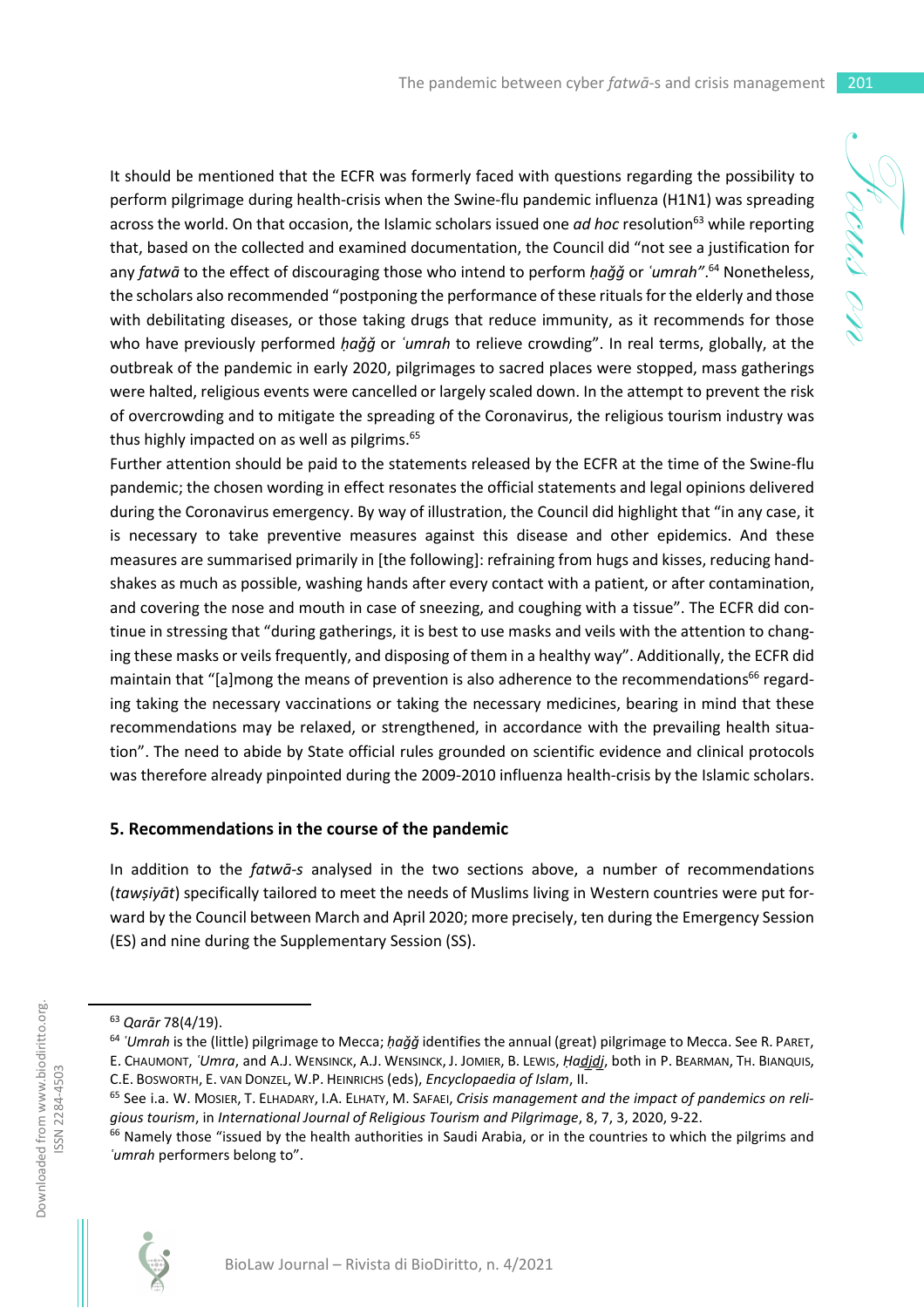It should be mentioned that the ECFR was formerly faced with questions regarding the possibility to perform pilgrimage during health-crisis when the Swine-flu pandemic influenza (H1N1) was spreading across the world. On that occasion, the Islamic scholars issued one *ad hoc* resolution[63] while reporting that, based on the collected and examined documentation, the Council did "not see a justification for any *fatwā* to the effect of discouraging those who intend to perform *ḥağğ* or *ʿumrah*".[64] Nonetheless, the scholars also recommended "postponing the performance of these rituals for the elderly and those with debilitating diseases, or those taking drugs that reduce immunity, as it recommends for those who have previously performed *ḥağğ* or *ʿumrah* to relieve crowding". In real terms, globally, at the outbreak of the pandemic in early 2020, pilgrimages to sacred places were stopped, mass gatherings were halted, religious events were cancelled or largely scaled down. In the attempt to prevent the risk of overcrowding and to mitigate the spreading of the Coronavirus, the religious tourism industry was thus highly impacted on as well as pilgrims.[65]

Further attention should be paid to the statements released by the ECFR at the time of the Swine-flu pandemic; the chosen wording in effect resonates the official statements and legal opinions delivered during the Coronavirus emergency. By way of illustration, the Council did highlight that "in any case, it is necessary to take preventive measures against this disease and other epidemics. And these measures are summarised primarily in [the following]: refraining from hugs and kisses, reducing hand-shakes as much as possible, washing hands after every contact with a patient, or after contamination, and covering the nose and mouth in case of sneezing, and coughing with a tissue". The ECFR did continue in stressing that "during gatherings, it is best to use masks and veils with the attention to changing these masks or veils frequently, and disposing of them in a healthy way". Additionally, the ECFR did maintain that "[a]mong the means of prevention is also adherence to the recommendations[66] regarding taking the necessary vaccinations or taking the necessary medicines, bearing in mind that these recommendations may be relaxed, or strengthened, in accordance with the prevailing health situation". The need to abide by State official rules grounded on scientific evidence and clinical protocols was therefore already pinpointed during the 2009-2010 influenza health-crisis by the Islamic scholars.

## 5. Recommendations in the course of the pandemic

In addition to the *fatwā-s* analysed in the two sections above, a number of recommendations (*tawṣiyāt*) specifically tailored to meet the needs of Muslims living in Western countries were put forward by the Council between March and April 2020; more precisely, ten during the Emergency Session (ES) and nine during the Supplementary Session (SS).

---

[63] *Qarār* 78(4/19).

[64] *ʿUmrah* is the (little) pilgrimage to Mecca; *ḥağğ* identifies the annual (great) pilgrimage to Mecca. See R. Paret, E. Chaumont, *ʿUmra*, and A.J. Wensinck, A.J. Wensinck, J. Jomier, B. Lewis, *Ḥadjdj*, both in P. Bearman, Th. Bianquis, C.E. Bosworth, E. van Donzel, W.P. Heinrichs (eds), *Encyclopaedia of Islam*, II.

[65] See i.a. W. Mosier, T. Elhadary, I.A. Elhaty, M. Safaei, *Crisis management and the impact of pandemics on religious tourism*, in *International Journal of Religious Tourism and Pilgrimage*, 8, 7, 3, 2020, 9-22.

[66] Namely those "issued by the health authorities in Saudi Arabia, or in the countries to which the pilgrims and *ʿumrah* performers belong to".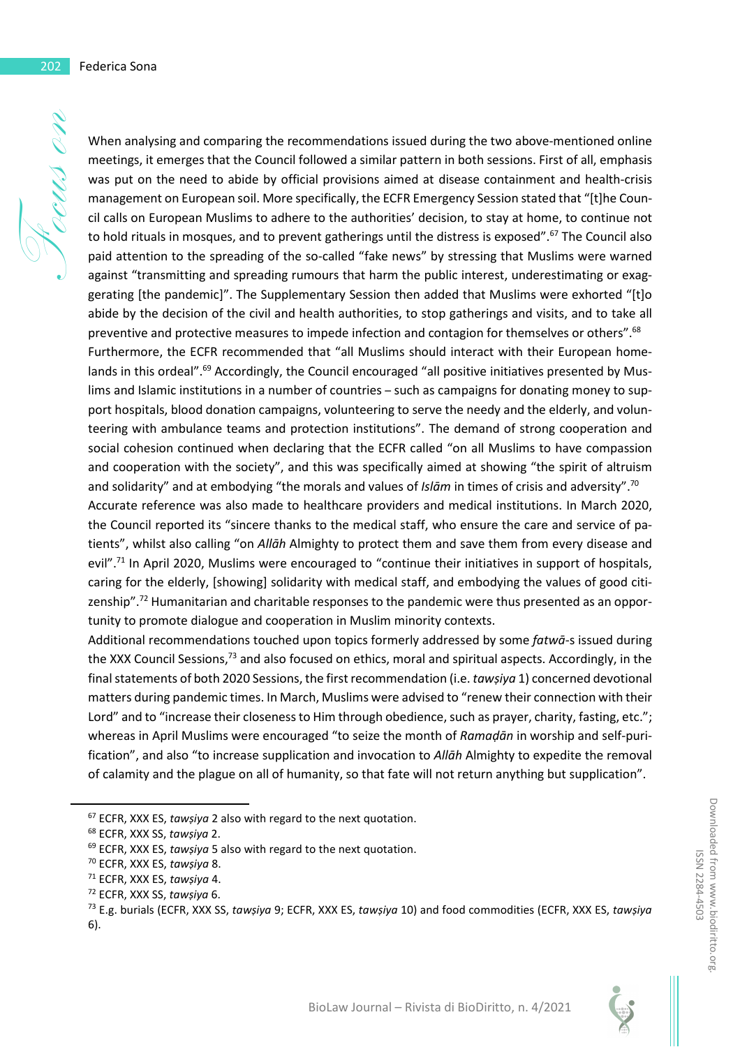When analysing and comparing the recommendations issued during the two above-mentioned online meetings, it emerges that the Council followed a similar pattern in both sessions. First of all, emphasis was put on the need to abide by official provisions aimed at disease containment and health-crisis management on European soil. More specifically, the ECFR Emergency Session stated that "[t]he Council calls on European Muslims to adhere to the authorities' decision, to stay at home, to continue not to hold rituals in mosques, and to prevent gatherings until the distress is exposed".[67] The Council also paid attention to the spreading of the so-called "fake news" by stressing that Muslims were warned against "transmitting and spreading rumours that harm the public interest, underestimating or exaggerating [the pandemic]". The Supplementary Session then added that Muslims were exhorted "[t]o abide by the decision of the civil and health authorities, to stop gatherings and visits, and to take all preventive and protective measures to impede infection and contagion for themselves or others".[68]

Furthermore, the ECFR recommended that "all Muslims should interact with their European homelands in this ordeal".[69] Accordingly, the Council encouraged "all positive initiatives presented by Muslims and Islamic institutions in a number of countries – such as campaigns for donating money to support hospitals, blood donation campaigns, volunteering to serve the needy and the elderly, and volunteering with ambulance teams and protection institutions". The demand of strong cooperation and social cohesion continued when declaring that the ECFR called "on all Muslims to have compassion and cooperation with the society", and this was specifically aimed at showing "the spirit of altruism and solidarity" and at embodying "the morals and values of *Islām* in times of crisis and adversity".[70]

Accurate reference was also made to healthcare providers and medical institutions. In March 2020, the Council reported its "sincere thanks to the medical staff, who ensure the care and service of patients", whilst also calling "on *Allāh* Almighty to protect them and save them from every disease and evil".[71] In April 2020, Muslims were encouraged to "continue their initiatives in support of hospitals, caring for the elderly, [showing] solidarity with medical staff, and embodying the values of good citizenship".[72] Humanitarian and charitable responses to the pandemic were thus presented as an opportunity to promote dialogue and cooperation in Muslim minority contexts.

Additional recommendations touched upon topics formerly addressed by some *fatwā*-s issued during the XXX Council Sessions,[73] and also focused on ethics, moral and spiritual aspects. Accordingly, in the final statements of both 2020 Sessions, the first recommendation (i.e. *tawṣiya* 1) concerned devotional matters during pandemic times. In March, Muslims were advised to "renew their connection with their Lord" and to "increase their closeness to Him through obedience, such as prayer, charity, fasting, etc."; whereas in April Muslims were encouraged "to seize the month of *Ramaḍān* in worship and self-purification", and also "to increase supplication and invocation to *Allāh* Almighty to expedite the removal of calamity and the plague on all of humanity, so that fate will not return anything but supplication".

---

[67] ECFR, XXX ES, *tawṣiya* 2 also with regard to the next quotation.

[68] ECFR, XXX SS, *tawṣiya* 2.

[69] ECFR, XXX ES, *tawṣiya* 5 also with regard to the next quotation.

[70] ECFR, XXX ES, *tawṣiya* 8.

[71] ECFR, XXX ES, *tawṣiya* 4.

[72] ECFR, XXX SS, *tawṣiya* 6.

[73] E.g. burials (ECFR, XXX SS, *tawṣiya* 9; ECFR, XXX ES, *tawṣiya* 10) and food commodities (ECFR, XXX ES, *tawṣiya* 6).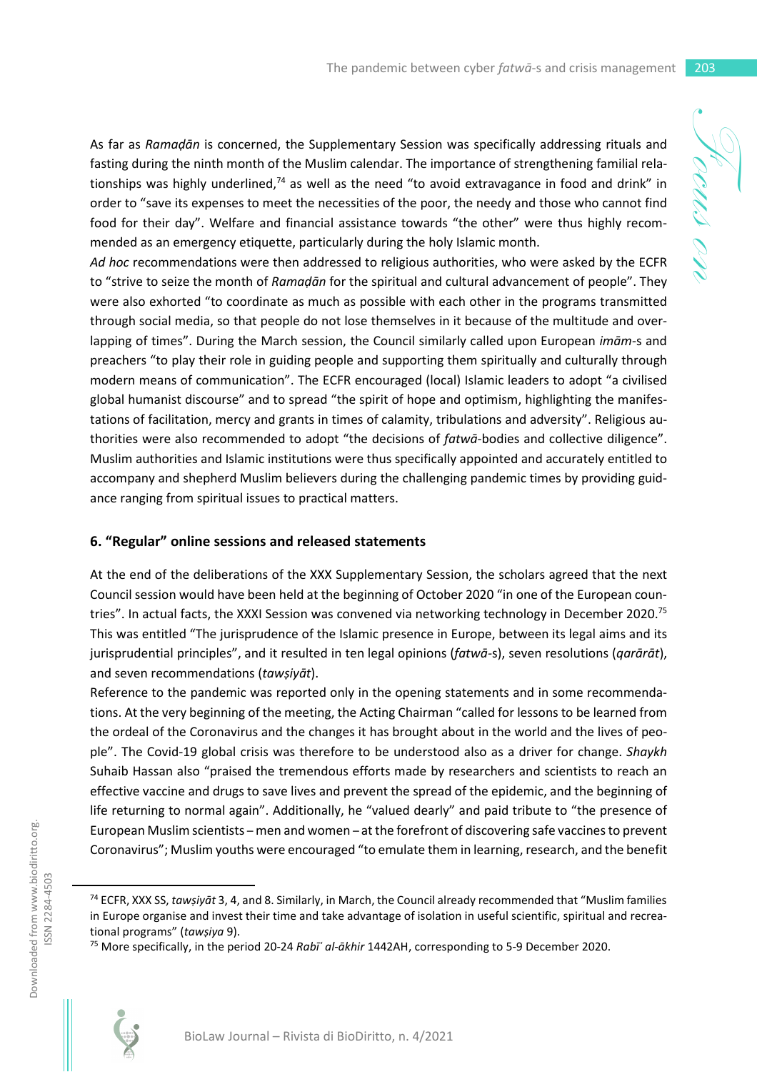As far as *Ramaḍān* is concerned, the Supplementary Session was specifically addressing rituals and fasting during the ninth month of the Muslim calendar. The importance of strengthening familial relationships was highly underlined,[74] as well as the need "to avoid extravagance in food and drink" in order to "save its expenses to meet the necessities of the poor, the needy and those who cannot find food for their day". Welfare and financial assistance towards "the other" were thus highly recommended as an emergency etiquette, particularly during the holy Islamic month.

*Ad hoc* recommendations were then addressed to religious authorities, who were asked by the ECFR to "strive to seize the month of *Ramaḍān* for the spiritual and cultural advancement of people". They were also exhorted "to coordinate as much as possible with each other in the programs transmitted through social media, so that people do not lose themselves in it because of the multitude and overlapping of times". During the March session, the Council similarly called upon European *imām*-s and preachers "to play their role in guiding people and supporting them spiritually and culturally through modern means of communication". The ECFR encouraged (local) Islamic leaders to adopt "a civilised global humanist discourse" and to spread "the spirit of hope and optimism, highlighting the manifestations of facilitation, mercy and grants in times of calamity, tribulations and adversity". Religious authorities were also recommended to adopt "the decisions of *fatwā*-bodies and collective diligence". Muslim authorities and Islamic institutions were thus specifically appointed and accurately entitled to accompany and shepherd Muslim believers during the challenging pandemic times by providing guidance ranging from spiritual issues to practical matters.

### 6. "Regular" online sessions and released statements

At the end of the deliberations of the XXX Supplementary Session, the scholars agreed that the next Council session would have been held at the beginning of October 2020 "in one of the European countries". In actual facts, the XXXI Session was convened via networking technology in December 2020.[75] This was entitled "The jurisprudence of the Islamic presence in Europe, between its legal aims and its jurisprudential principles", and it resulted in ten legal opinions (*fatwā*-s), seven resolutions (*qarārāt*), and seven recommendations (*tawṣiyāt*).

Reference to the pandemic was reported only in the opening statements and in some recommendations. At the very beginning of the meeting, the Acting Chairman "called for lessons to be learned from the ordeal of the Coronavirus and the changes it has brought about in the world and the lives of people". The Covid-19 global crisis was therefore to be understood also as a driver for change. *Shaykh* Suhaib Hassan also "praised the tremendous efforts made by researchers and scientists to reach an effective vaccine and drugs to save lives and prevent the spread of the epidemic, and the beginning of life returning to normal again". Additionally, he "valued dearly" and paid tribute to "the presence of European Muslim scientists – men and women – at the forefront of discovering safe vaccines to prevent Coronavirus"; Muslim youths were encouraged "to emulate them in learning, research, and the benefit

---

[74] ECFR, XXX SS, *tawṣiyāt* 3, 4, and 8. Similarly, in March, the Council already recommended that "Muslim families in Europe organise and invest their time and take advantage of isolation in useful scientific, spiritual and recreational programs" (*tawṣiya* 9).

[75] More specifically, in the period 20-24 *Rabīʿ al-ākhir* 1442AH, corresponding to 5-9 December 2020.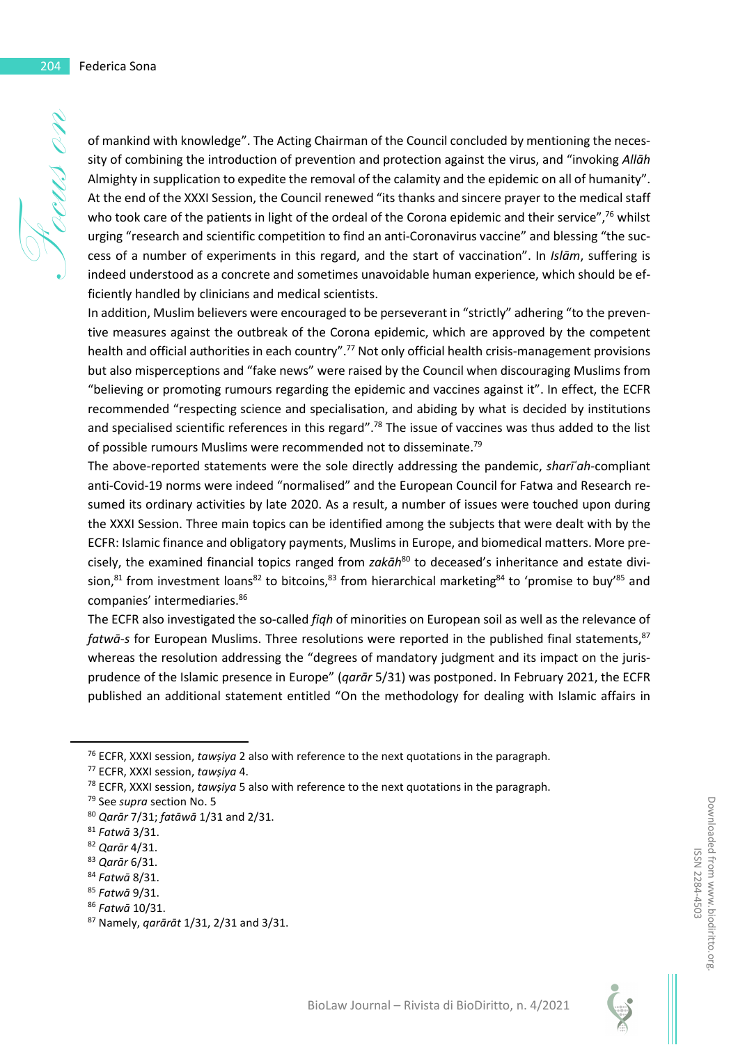of mankind with knowledge". The Acting Chairman of the Council concluded by mentioning the necessity of combining the introduction of prevention and protection against the virus, and "invoking *Allāh* Almighty in supplication to expedite the removal of the calamity and the epidemic on all of humanity". At the end of the XXXI Session, the Council renewed "its thanks and sincere prayer to the medical staff who took care of the patients in light of the ordeal of the Corona epidemic and their service",[76] whilst urging "research and scientific competition to find an anti-Coronavirus vaccine" and blessing "the success of a number of experiments in this regard, and the start of vaccination". In *Islām*, suffering is indeed understood as a concrete and sometimes unavoidable human experience, which should be efficiently handled by clinicians and medical scientists.

In addition, Muslim believers were encouraged to be perseverant in "strictly" adhering "to the preventive measures against the outbreak of the Corona epidemic, which are approved by the competent health and official authorities in each country".[77] Not only official health crisis-management provisions but also misperceptions and "fake news" were raised by the Council when discouraging Muslims from "believing or promoting rumours regarding the epidemic and vaccines against it". In effect, the ECFR recommended "respecting science and specialisation, and abiding by what is decided by institutions and specialised scientific references in this regard".[78] The issue of vaccines was thus added to the list of possible rumours Muslims were recommended not to disseminate.[79]

The above-reported statements were the sole directly addressing the pandemic, *sharīʿah*-compliant anti-Covid-19 norms were indeed "normalised" and the European Council for Fatwa and Research resumed its ordinary activities by late 2020. As a result, a number of issues were touched upon during the XXXI Session. Three main topics can be identified among the subjects that were dealt with by the ECFR: Islamic finance and obligatory payments, Muslims in Europe, and biomedical matters. More precisely, the examined financial topics ranged from *zakāh*[80] to deceased's inheritance and estate division,[81] from investment loans[82] to bitcoins,[83] from hierarchical marketing[84] to 'promise to buy'[85] and companies' intermediaries.[86]

The ECFR also investigated the so-called *fiqh* of minorities on European soil as well as the relevance of *fatwā-s* for European Muslims. Three resolutions were reported in the published final statements,[87] whereas the resolution addressing the "degrees of mandatory judgment and its impact on the jurisprudence of the Islamic presence in Europe" (*qarār* 5/31) was postponed. In February 2021, the ECFR published an additional statement entitled "On the methodology for dealing with Islamic affairs in

---

[76] ECFR, XXXI session, *tawṣiya* 2 also with reference to the next quotations in the paragraph.

[77] ECFR, XXXI session, *tawṣiya* 4.

[78] ECFR, XXXI session, *tawṣiya* 5 also with reference to the next quotations in the paragraph.

[79] See *supra* section No. 5

[80] *Qarār* 7/31; *fatāwā* 1/31 and 2/31.

[81] *Fatwā* 3/31.

[82] *Qarār* 4/31.

[83] *Qarār* 6/31.

[84] *Fatwā* 8/31.

[85] *Fatwā* 9/31.

[86] *Fatwā* 10/31.

[87] Namely, *qarārāt* 1/31, 2/31 and 3/31.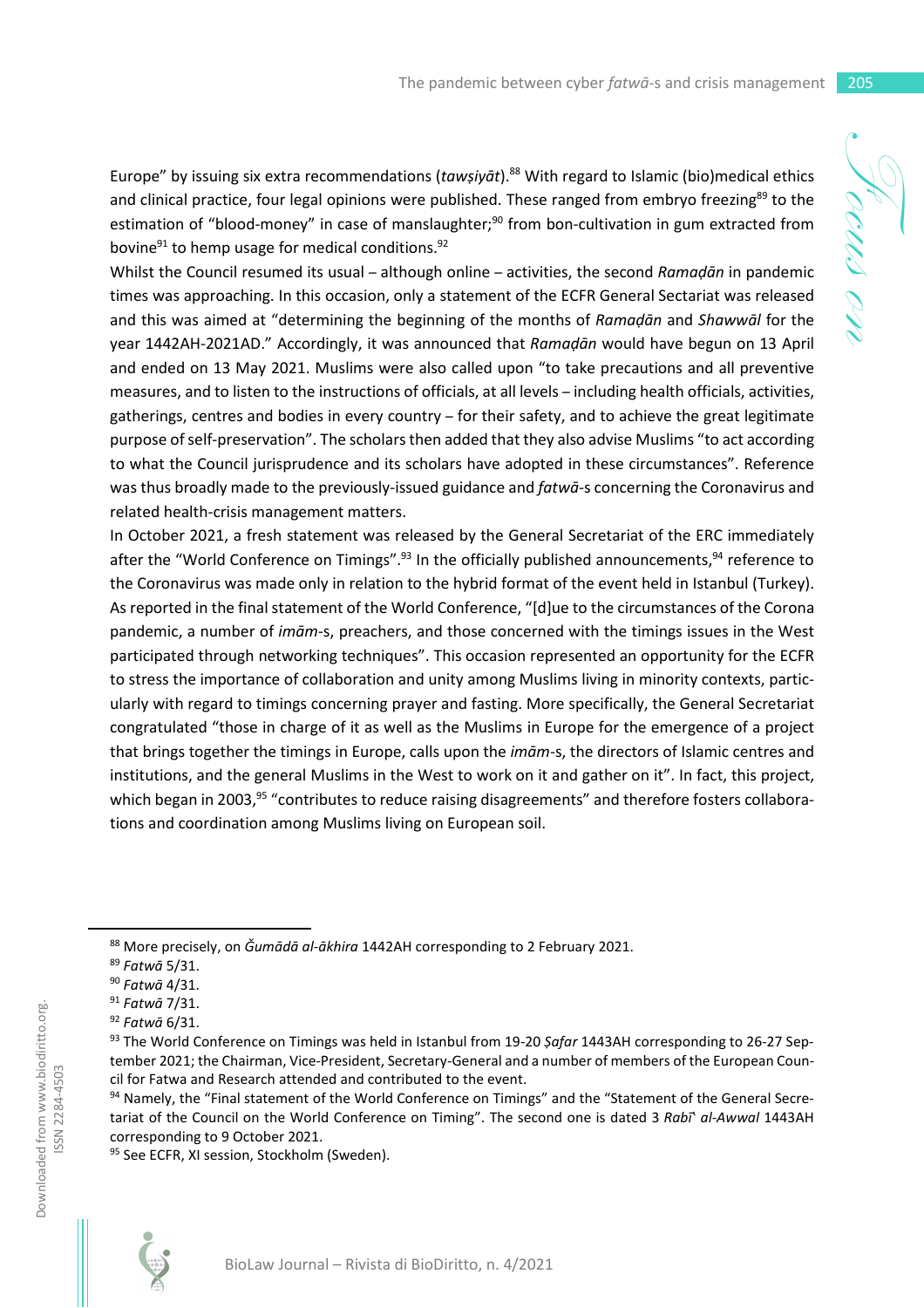Europe" by issuing six extra recommendations (*tawṣiyāt*).[88] With regard to Islamic (bio)medical ethics and clinical practice, four legal opinions were published. These ranged from embryo freezing[89] to the estimation of "blood-money" in case of manslaughter;[90] from bon-cultivation in gum extracted from bovine[91] to hemp usage for medical conditions.[92]

Whilst the Council resumed its usual – although online – activities, the second *Ramaḍān* in pandemic times was approaching. In this occasion, only a statement of the ECFR General Sectariat was released and this was aimed at "determining the beginning of the months of *Ramaḍān* and *Shawwāl* for the year 1442AH-2021AD." Accordingly, it was announced that *Ramaḍān* would have begun on 13 April and ended on 13 May 2021. Muslims were also called upon "to take precautions and all preventive measures, and to listen to the instructions of officials, at all levels – including health officials, activities, gatherings, centres and bodies in every country – for their safety, and to achieve the great legitimate purpose of self-preservation". The scholars then added that they also advise Muslims "to act according to what the Council jurisprudence and its scholars have adopted in these circumstances". Reference was thus broadly made to the previously-issued guidance and *fatwā*-s concerning the Coronavirus and related health-crisis management matters.

In October 2021, a fresh statement was released by the General Secretariat of the ERC immediately after the "World Conference on Timings".[93] In the officially published announcements,[94] reference to the Coronavirus was made only in relation to the hybrid format of the event held in Istanbul (Turkey). As reported in the final statement of the World Conference, "[d]ue to the circumstances of the Corona pandemic, a number of *imām*-s, preachers, and those concerned with the timings issues in the West participated through networking techniques". This occasion represented an opportunity for the ECFR to stress the importance of collaboration and unity among Muslims living in minority contexts, particularly with regard to timings concerning prayer and fasting. More specifically, the General Secretariat congratulated "those in charge of it as well as the Muslims in Europe for the emergence of a project that brings together the timings in Europe, calls upon the *imām*-s, the directors of Islamic centres and institutions, and the general Muslims in the West to work on it and gather on it". In fact, this project, which began in 2003,[95] "contributes to reduce raising disagreements" and therefore fosters collaborations and coordination among Muslims living on European soil.

---

[88] More precisely, on *Ǧumādā al-ākhira* 1442AH corresponding to 2 February 2021.

[89] *Fatwā* 5/31.

[90] *Fatwā* 4/31.

[91] *Fatwā* 7/31.

[92] *Fatwā* 6/31.

[93] The World Conference on Timings was held in Istanbul from 19-20 *Ṣafar* 1443AH corresponding to 26-27 September 2021; the Chairman, Vice-President, Secretary-General and a number of members of the European Council for Fatwa and Research attended and contributed to the event.

[94] Namely, the "Final statement of the World Conference on Timings" and the "Statement of the General Secretariat of the Council on the World Conference on Timing". The second one is dated 3 *Rabīʿ al-Awwal* 1443AH corresponding to 9 October 2021.

[95] See ECFR, XI session, Stockholm (Sweden).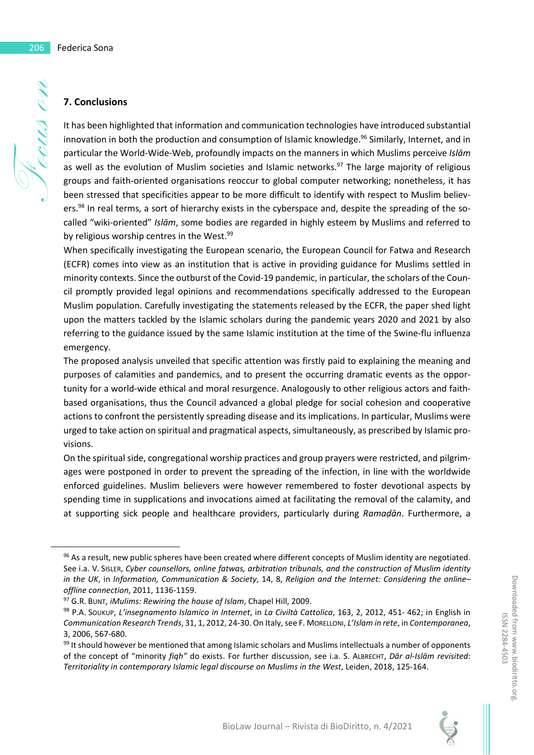## 7. Conclusions

It has been highlighted that information and communication technologies have introduced substantial innovation in both the production and consumption of Islamic knowledge.[96] Similarly, Internet, and in particular the World-Wide-Web, profoundly impacts on the manners in which Muslims perceive *Islām* as well as the evolution of Muslim societies and Islamic networks.[97] The large majority of religious groups and faith-oriented organisations reoccur to global computer networking; nonetheless, it has been stressed that specificities appear to be more difficult to identify with respect to Muslim believers.[98] In real terms, a sort of hierarchy exists in the cyberspace and, despite the spreading of the so-called "wiki-oriented" *Islām*, some bodies are regarded in highly esteem by Muslims and referred to by religious worship centres in the West.[99]

When specifically investigating the European scenario, the European Council for Fatwa and Research (ECFR) comes into view as an institution that is active in providing guidance for Muslims settled in minority contexts. Since the outburst of the Covid-19 pandemic, in particular, the scholars of the Council promptly provided legal opinions and recommendations specifically addressed to the European Muslim population. Carefully investigating the statements released by the ECFR, the paper shed light upon the matters tackled by the Islamic scholars during the pandemic years 2020 and 2021 by also referring to the guidance issued by the same Islamic institution at the time of the Swine-flu influenza emergency.

The proposed analysis unveiled that specific attention was firstly paid to explaining the meaning and purposes of calamities and pandemics, and to present the occurring dramatic events as the opportunity for a world-wide ethical and moral resurgence. Analogously to other religious actors and faith-based organisations, thus the Council advanced a global pledge for social cohesion and cooperative actions to confront the persistently spreading disease and its implications. In particular, Muslims were urged to take action on spiritual and pragmatical aspects, simultaneously, as prescribed by Islamic provisions.

On the spiritual side, congregational worship practices and group prayers were restricted, and pilgrimages were postponed in order to prevent the spreading of the infection, in line with the worldwide enforced guidelines. Muslim believers were however remembered to foster devotional aspects by spending time in supplications and invocations aimed at facilitating the removal of the calamity, and at supporting sick people and healthcare providers, particularly during *Ramaḍān*. Furthermore, a

---

[96] As a result, new public spheres have been created where different concepts of Muslim identity are negotiated. See i.a. V. SISLER, *Cyber counsellors, online fatwas, arbitration tribunals, and the construction of Muslim identity in the UK*, in *Information, Communication & Society*, 14, 8, *Religion and the Internet: Considering the online–offline connection*, 2011, 1136-1159.

[97] G.R. BUNT, *iMulims: Rewiring the house of Islam*, Chapel Hill, 2009.

[98] P.A. SOUKUP, *L'insegnamento Islamico in Internet*, in *La Civiltà Cattolica*, 163, 2, 2012, 451- 462; in English in *Communication Research Trends*, 31, 1, 2012, 24-30. On Italy, see F. MORELLONI, *L'Islam in rete*, in *Contemporanea*, 3, 2006, 567-680.

[99] It should however be mentioned that among Islamic scholars and Muslims intellectuals a number of opponents of the concept of "minority *fiqh"* do exists. For further discussion, see i.a. S. ALBRECHT, *Dār al-Islām revisited: Territoriality in contemporary Islamic legal discourse on Muslims in the West*, Leiden, 2018, 125-164.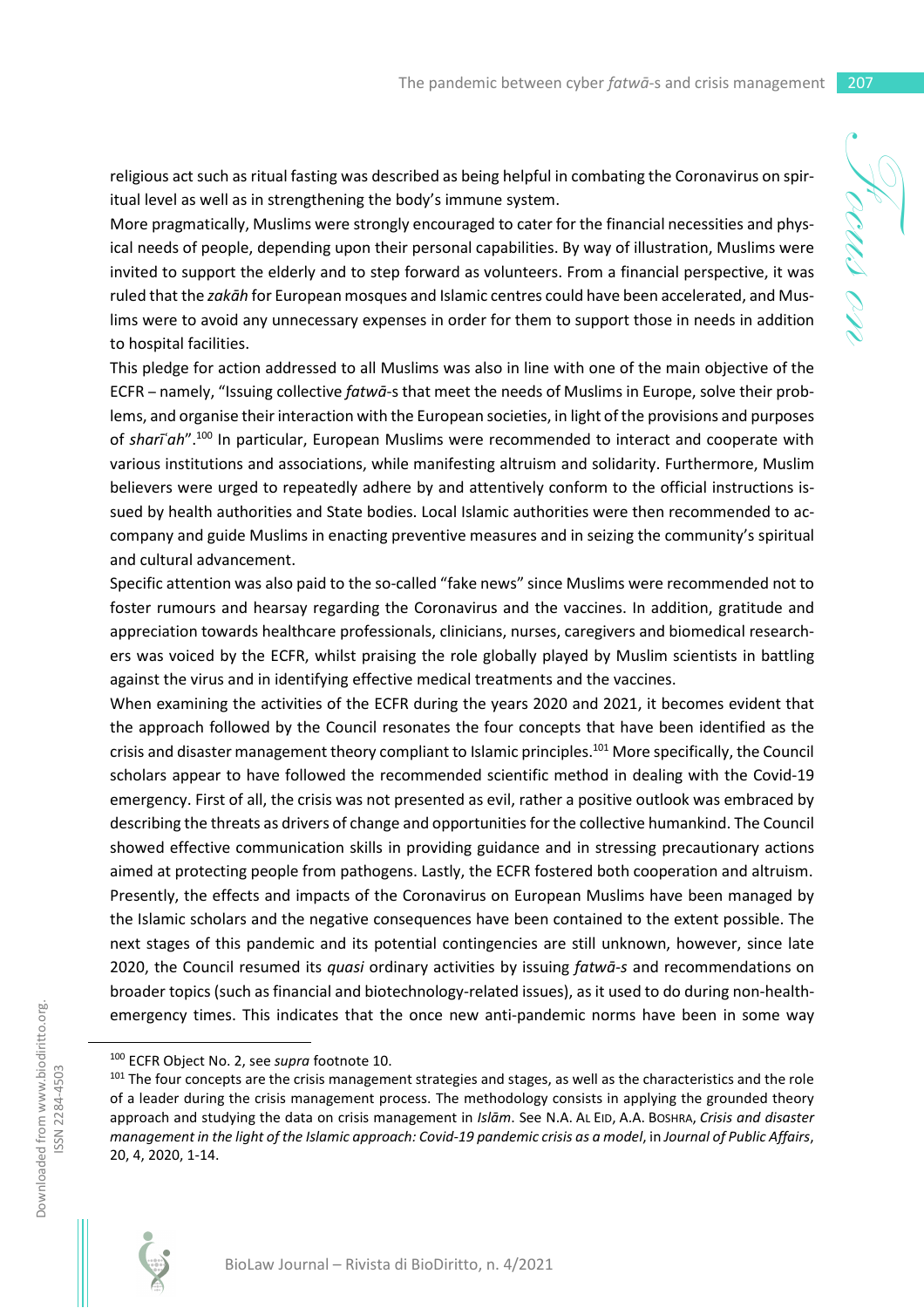religious act such as ritual fasting was described as being helpful in combating the Coronavirus on spiritual level as well as in strengthening the body's immune system.

More pragmatically, Muslims were strongly encouraged to cater for the financial necessities and physical needs of people, depending upon their personal capabilities. By way of illustration, Muslims were invited to support the elderly and to step forward as volunteers. From a financial perspective, it was ruled that the *zakāh* for European mosques and Islamic centres could have been accelerated, and Muslims were to avoid any unnecessary expenses in order for them to support those in needs in addition to hospital facilities.

This pledge for action addressed to all Muslims was also in line with one of the main objective of the ECFR – namely, "Issuing collective *fatwā*-s that meet the needs of Muslims in Europe, solve their problems, and organise their interaction with the European societies, in light of the provisions and purposes of *sharīʿah*".[100] In particular, European Muslims were recommended to interact and cooperate with various institutions and associations, while manifesting altruism and solidarity. Furthermore, Muslim believers were urged to repeatedly adhere by and attentively conform to the official instructions issued by health authorities and State bodies. Local Islamic authorities were then recommended to accompany and guide Muslims in enacting preventive measures and in seizing the community's spiritual and cultural advancement.

Specific attention was also paid to the so-called "fake news" since Muslims were recommended not to foster rumours and hearsay regarding the Coronavirus and the vaccines. In addition, gratitude and appreciation towards healthcare professionals, clinicians, nurses, caregivers and biomedical researchers was voiced by the ECFR, whilst praising the role globally played by Muslim scientists in battling against the virus and in identifying effective medical treatments and the vaccines.

When examining the activities of the ECFR during the years 2020 and 2021, it becomes evident that the approach followed by the Council resonates the four concepts that have been identified as the crisis and disaster management theory compliant to Islamic principles.[101] More specifically, the Council scholars appear to have followed the recommended scientific method in dealing with the Covid-19 emergency. First of all, the crisis was not presented as evil, rather a positive outlook was embraced by describing the threats as drivers of change and opportunities for the collective humankind. The Council showed effective communication skills in providing guidance and in stressing precautionary actions aimed at protecting people from pathogens. Lastly, the ECFR fostered both cooperation and altruism.

Presently, the effects and impacts of the Coronavirus on European Muslims have been managed by the Islamic scholars and the negative consequences have been contained to the extent possible. The next stages of this pandemic and its potential contingencies are still unknown, however, since late 2020, the Council resumed its *quasi* ordinary activities by issuing *fatwā-s* and recommendations on broader topics (such as financial and biotechnology-related issues), as it used to do during non-health-emergency times. This indicates that the once new anti-pandemic norms have been in some way

---

[100] ECFR Object No. 2, see *supra* footnote 10.

[101] The four concepts are the crisis management strategies and stages, as well as the characteristics and the role of a leader during the crisis management process. The methodology consists in applying the grounded theory approach and studying the data on crisis management in *Islām*. See N.A. AL EID, A.A. BOSHRA, *Crisis and disaster management in the light of the Islamic approach: Covid-19 pandemic crisis as a model*, in *Journal of Public Affairs*, 20, 4, 2020, 1-14.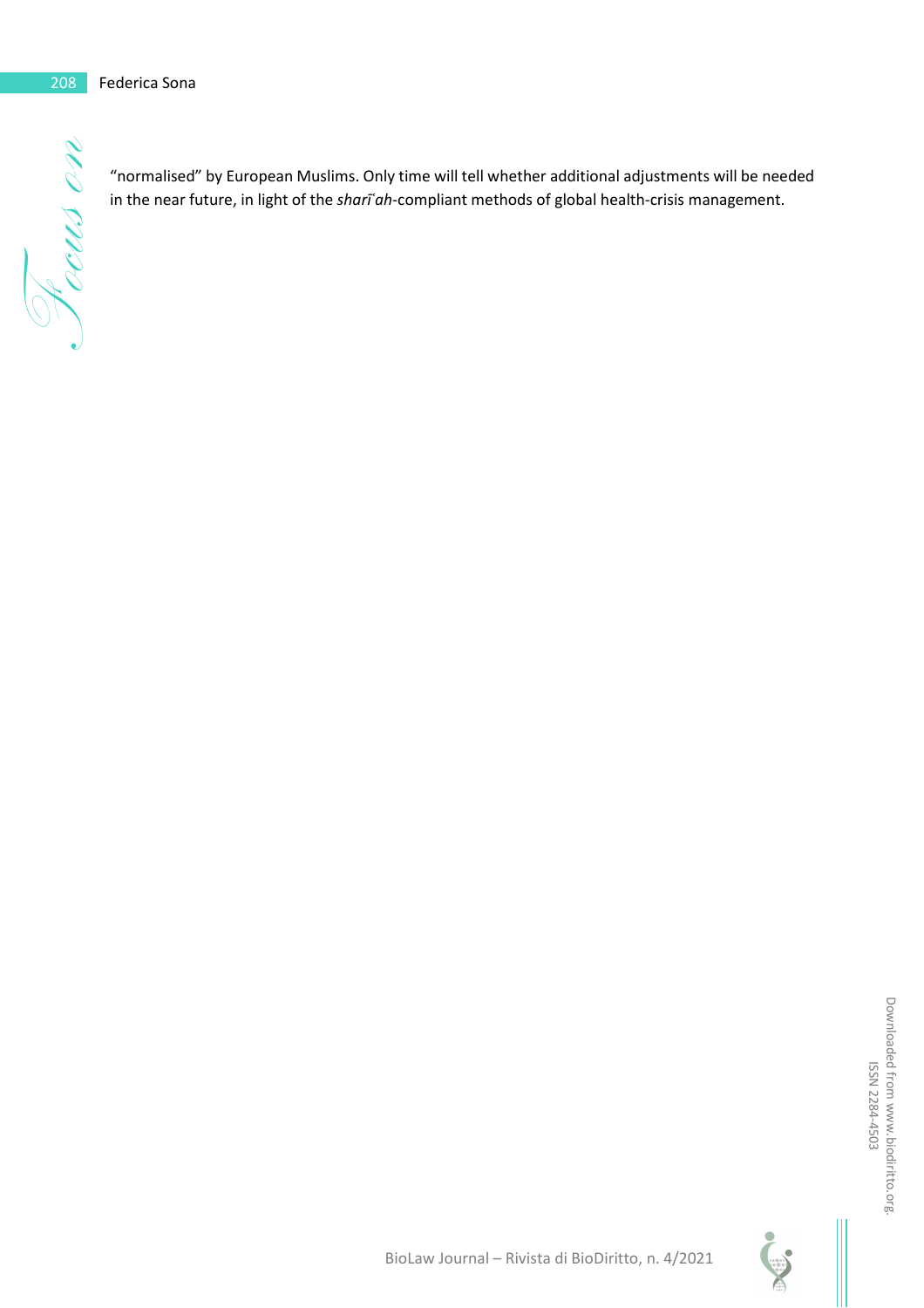"normalised" by European Muslims. Only time will tell whether additional adjustments will be needed in the near future, in light of the *sharīʿah*-compliant methods of global health-crisis management.